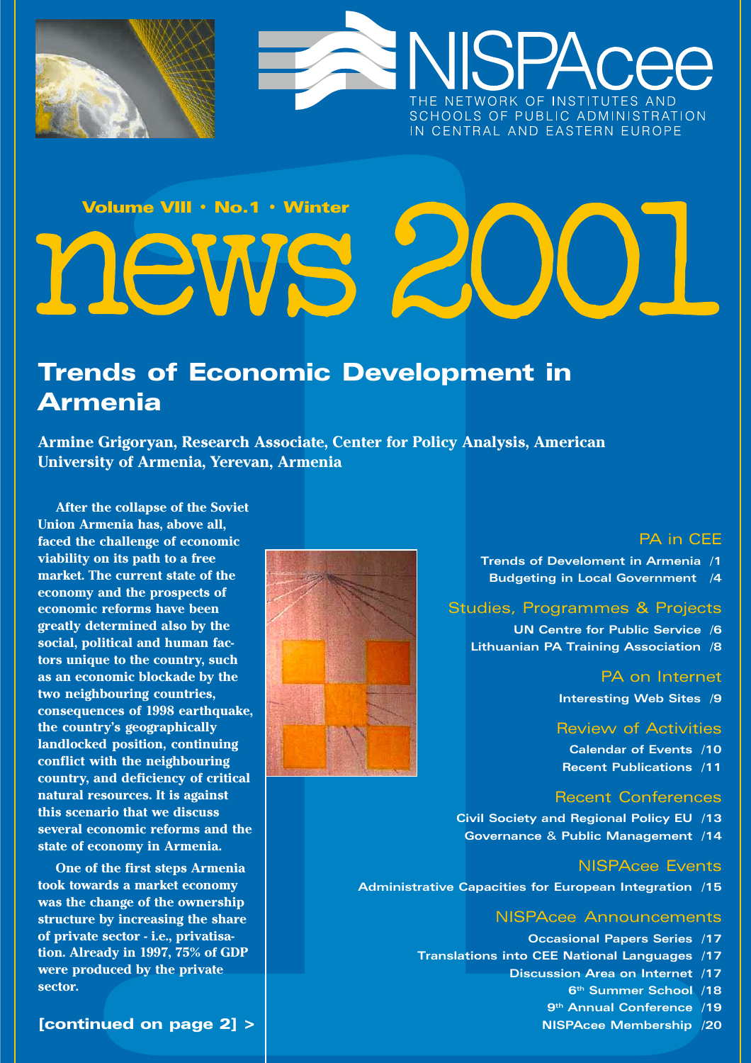NISPAcee

THE NETWORK OF INSTITUTES AND SCHOOLS OF PUBLIC ADMINISTRATION IN CENTRAL AND EASTERN EUROPE

**Volume VIII • No.1 • Winter**

# news 2001

## Trends of Economic Development in Armenia

**Armine Grigoryan, Research Associate, Center for Policy Analysis, American University of Armenia, Yerevan, Armenia**

**After the collapse of the Soviet Union Armenia has, above all, faced the challenge of economic viability on its path to a free market. The current state of the economy and the prospects of economic reforms have been greatly determined also by the social, political and human factors unique to the country, such as an economic blockade by the two neighbouring countries, consequences of 1998 earthquake, the country's geographically landlocked position, continuing conflict with the neighbouring country, and deficiency of critical natural resources. It is against this scenario that we discuss several economic reforms and the state of economy in Armenia.**

**One of the first steps Armenia took towards a market economy was the change of the ownership structure by increasing the share of private sector - i.e., privatisation. Already in 1997, 75% of GDP were produced by the private sector.**

**[continued on page 2] >**

### PA in CEE

- Trends of Develoment in Armenia /1
- Budgeting in Local Government /4

### Studies, Programmes & Projects

- UN Centre for Public Service /6
- Lithuanian PA Training Association /8

### PA on Internet

- Interesting Web Sites /9

### Review of Activities

- Calendar of Events /10
- Recent Publications /11

### Recent Conferences

- Civil Society and Regional Policy EU /13
- Governance & Public Management /14

### NISPAcee Events

- Administrative Capacities for European Integration /15

### NISPAcee Announcements

- Occasional Papers Series /17
- Translations into CEE National Languages /17
- Discussion Area on Internet /17
- 6th Summer School /18
- 9th Annual Conference /19
- NISPAcee Membership /20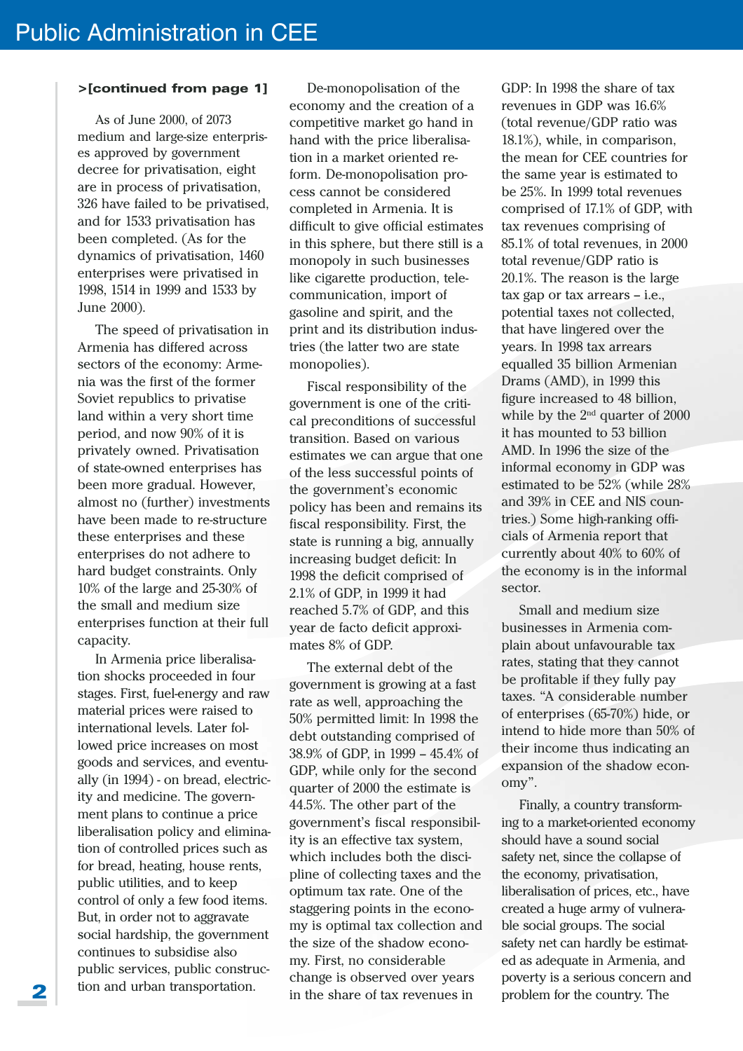**>[continued from page 1]**

As of June 2000, of 2073 medium and large-size enterprises approved by government decree for privatisation, eight are in process of privatisation, 326 have failed to be privatised, and for 1533 privatisation has been completed. (As for the dynamics of privatisation, 1460 enterprises were privatised in 1998, 1514 in 1999 and 1533 by June 2000).

The speed of privatisation in Armenia has differed across sectors of the economy: Armenia was the first of the former Soviet republics to privatise land within a very short time period, and now 90% of it is privately owned. Privatisation of state-owned enterprises has been more gradual. However, almost no (further) investments have been made to re-structure these enterprises and these enterprises do not adhere to hard budget constraints. Only 10% of the large and 25-30% of the small and medium size enterprises function at their full capacity.

In Armenia price liberalisation shocks proceeded in four stages. First, fuel-energy and raw material prices were raised to international levels. Later followed price increases on most goods and services, and eventually (in 1994) - on bread, electricity and medicine. The government plans to continue a price liberalisation policy and elimination of controlled prices such as for bread, heating, house rents, public utilities, and to keep control of only a few food items. But, in order not to aggravate social hardship, the government continues to subsidise also public services, public construction and urban transportation.

De-monopolisation of the economy and the creation of a competitive market go hand in hand with the price liberalisation in a market oriented reform. De-monopolisation process cannot be considered completed in Armenia. It is difficult to give official estimates in this sphere, but there still is a monopoly in such businesses like cigarette production, telecommunication, import of gasoline and spirit, and the print and its distribution industries (the latter two are state monopolies).

Fiscal responsibility of the government is one of the critical preconditions of successful transition. Based on various estimates we can argue that one of the less successful points of the government's economic policy has been and remains its fiscal responsibility. First, the state is running a big, annually increasing budget deficit: In 1998 the deficit comprised of 2.1% of GDP, in 1999 it had reached 5.7% of GDP, and this year de facto deficit approximates 8% of GDP.

The external debt of the government is growing at a fast rate as well, approaching the 50% permitted limit: In 1998 the debt outstanding comprised of 38.9% of GDP, in 1999 – 45.4% of GDP, while only for the second quarter of 2000 the estimate is 44.5%. The other part of the government's fiscal responsibility is an effective tax system, which includes both the discipline of collecting taxes and the optimum tax rate. One of the staggering points in the economy is optimal tax collection and the size of the shadow economy. First, no considerable change is observed over years in the share of tax revenues in GDP: In 1998 the share of tax revenues in GDP was 16.6% (total revenue/GDP ratio was 18.1%), while, in comparison, the mean for CEE countries for the same year is estimated to be 25%. In 1999 total revenues comprised of 17.1% of GDP, with tax revenues comprising of 85.1% of total revenues, in 2000 total revenue/GDP ratio is 20.1%. The reason is the large tax gap or tax arrears – i.e., potential taxes not collected, that have lingered over the years. In 1998 tax arrears equalled 35 billion Armenian Drams (AMD), in 1999 this figure increased to 48 billion, while by the 2nd quarter of 2000 it has mounted to 53 billion AMD. In 1996 the size of the informal economy in GDP was estimated to be 52% (while 28% and 39% in CEE and NIS countries.) Some high-ranking officials of Armenia report that currently about 40% to 60% of the economy is in the informal sector.

Small and medium size businesses in Armenia complain about unfavourable tax rates, stating that they cannot be profitable if they fully pay taxes. "A considerable number of enterprises (65-70%) hide, or intend to hide more than 50% of their income thus indicating an expansion of the shadow economy".

Finally, a country transforming to a market-oriented economy should have a sound social safety net, since the collapse of the economy, privatisation, liberalisation of prices, etc., have created a huge army of vulnerable social groups. The social safety net can hardly be estimated as adequate in Armenia, and poverty is a serious concern and problem for the country. The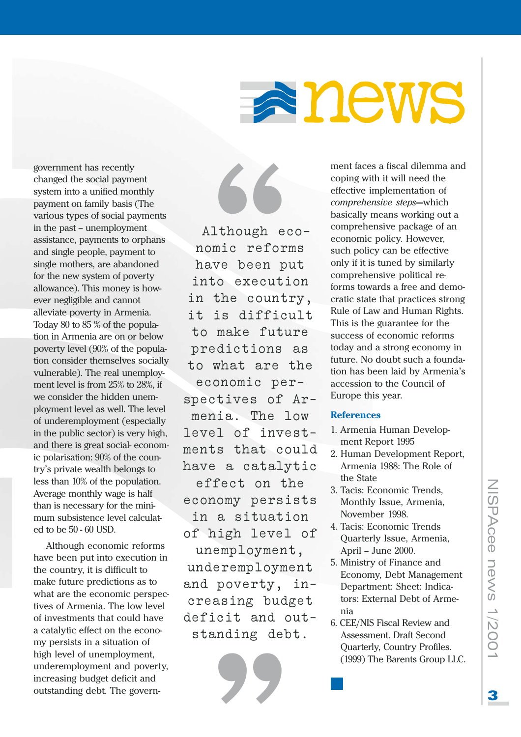government has recently changed the social payment system into a unified monthly payment on family basis (The various types of social payments in the past – unemployment assistance, payments to orphans and single people, payment to single mothers, are abandoned for the new system of poverty allowance). This money is however negligible and cannot alleviate poverty in Armenia. Today 80 to 85 % of the population in Armenia are on or below poverty level (90% of the population consider themselves socially vulnerable). The real unemployment level is from 25% to 28%, if we consider the hidden unemployment level as well. The level of underemployment (especially in the public sector) is very high, and there is great social- economic polarisation: 90% of the country's private wealth belongs to less than 10% of the population. Average monthly wage is half than is necessary for the minimum subsistence level calculated to be 50 - 60 USD.

Although economic reforms have been put into execution in the country, it is difficult to make future predictions as to what are the economic perspectives of Armenia. The low level of investments that could have a catalytic effect on the economy persists in a situation of high level of unemployment, underemployment and poverty, increasing budget deficit and outstanding debt. The government faces a fiscal dilemma and coping with it will need the effective implementation of *comprehensive steps*—which basically means working out a comprehensive package of an economic policy. However, such policy can be effective only if it is tuned by similarly comprehensive political reforms towards a free and democratic state that practices strong Rule of Law and Human Rights. This is the guarantee for the success of economic reforms today and a strong economy in future. No doubt such a foundation has been laid by Armenia's accession to the Council of Europe this year.

> "Although economic reforms have been put into execution in the country, it is difficult to make future predictions as to what are the economic perspectives of Armenia. The low level of investments that could have a catalytic effect on the economy persists in a situation of high level of unemployment, underemployment and poverty, increasing budget deficit and outstanding debt."

### References

1. Armenia Human Development Report 1995
2. Human Development Report, Armenia 1988: The Role of the State
3. Tacis: Economic Trends, Monthly Issue, Armenia, November 1998.
4. Tacis: Economic Trends Quarterly Issue, Armenia, April – June 2000.
5. Ministry of Finance and Economy, Debt Management Department: Sheet: Indicators: External Debt of Armenia
6. CEE/NIS Fiscal Review and Assessment. Draft Second Quarterly, Country Profiles. (1999) The Barents Group LLC.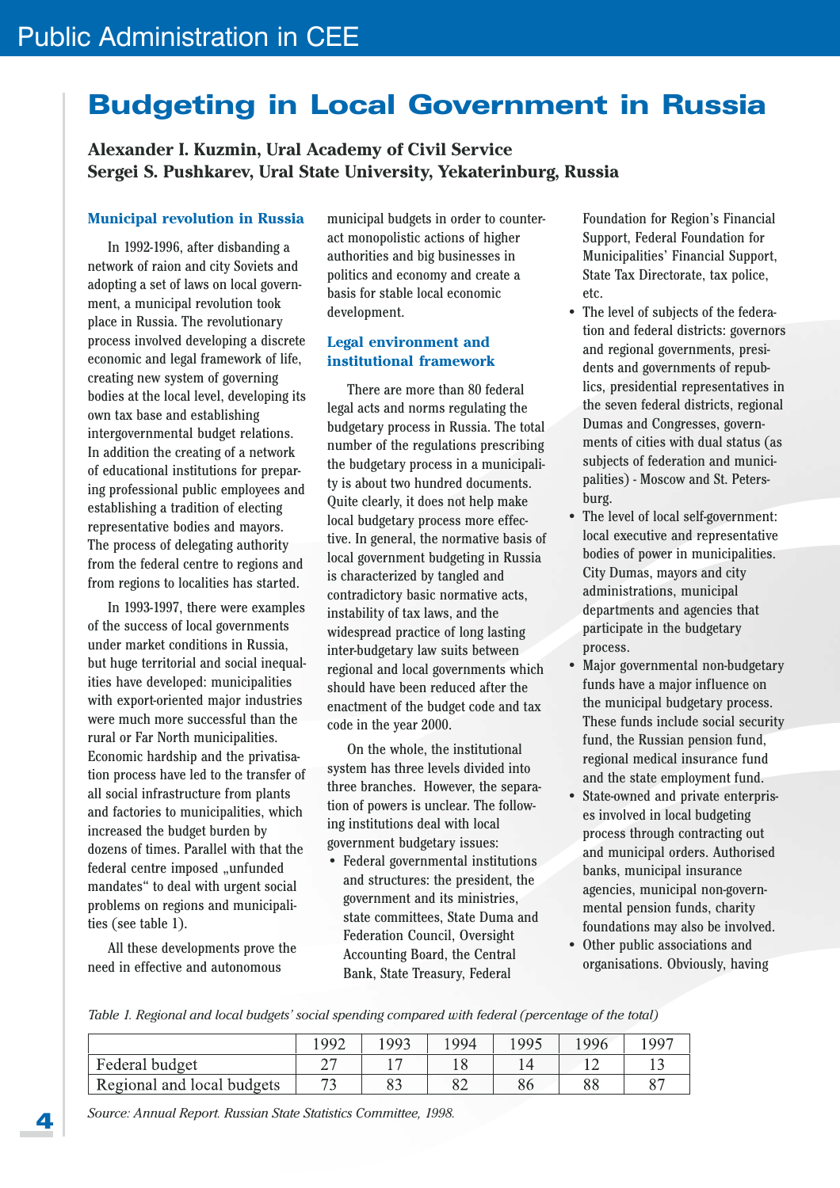# Budgeting in Local Government in Russia

**Alexander I. Kuzmin, Ural Academy of Civil Service**
**Sergei S. Pushkarev, Ural State University, Yekaterinburg, Russia**

## Municipal revolution in Russia

In 1992-1996, after disbanding a network of raion and city Soviets and adopting a set of laws on local government, a municipal revolution took place in Russia. The revolutionary process involved developing a discrete economic and legal framework of life, creating new system of governing bodies at the local level, developing its own tax base and establishing intergovernmental budget relations. In addition the creating of a network of educational institutions for preparing professional public employees and establishing a tradition of electing representative bodies and mayors. The process of delegating authority from the federal centre to regions and from regions to localities has started.

In 1993-1997, there were examples of the success of local governments under market conditions in Russia, but huge territorial and social inequalities have developed: municipalities with export-oriented major industries were much more successful than the rural or Far North municipalities. Economic hardship and the privatisation process have led to the transfer of all social infrastructure from plants and factories to municipalities, which increased the budget burden by dozens of times. Parallel with that the federal centre imposed „unfunded mandates“ to deal with urgent social problems on regions and municipalities (see table 1).

All these developments prove the need in effective and autonomous municipal budgets in order to counteract monopolistic actions of higher authorities and big businesses in politics and economy and create a basis for stable local economic development.

## Legal environment and institutional framework

There are more than 80 federal legal acts and norms regulating the budgetary process in Russia. The total number of the regulations prescribing the budgetary process in a municipality is about two hundred documents. Quite clearly, it does not help make local budgetary process more effective. In general, the normative basis of local government budgeting in Russia is characterized by tangled and contradictory basic normative acts, instability of tax laws, and the widespread practice of long lasting inter-budgetary law suits between regional and local governments which should have been reduced after the enactment of the budget code and tax code in the year 2000.

On the whole, the institutional system has three levels divided into three branches. However, the separation of powers is unclear. The following institutions deal with local government budgetary issues:

- Federal governmental institutions and structures: the president, the government and its ministries, state committees, State Duma and Federation Council, Oversight Accounting Board, the Central Bank, State Treasury, Federal Foundation for Region's Financial Support, Federal Foundation for Municipalities' Financial Support, State Tax Directorate, tax police, etc.
- The level of subjects of the federation and federal districts: governors and regional governments, presidents and governments of republics, presidential representatives in the seven federal districts, regional Dumas and Congresses, governments of cities with dual status (as subjects of federation and municipalities) - Moscow and St. Petersburg.
- The level of local self-government: local executive and representative bodies of power in municipalities. City Dumas, mayors and city administrations, municipal departments and agencies that participate in the budgetary process.
- Major governmental non-budgetary funds have a major influence on the municipal budgetary process. These funds include social security fund, the Russian pension fund, regional medical insurance fund and the state employment fund.
- State-owned and private enterprises involved in local budgeting process through contracting out and municipal orders. Authorised banks, municipal insurance agencies, municipal non-governmental pension funds, charity foundations may also be involved.
- Other public associations and organisations. Obviously, having

*Table 1. Regional and local budgets' social spending compared with federal (percentage of the total)*

| | 1992 | 1993 | 1994 | 1995 | 1996 | 1997 |
|---|---|---|---|---|---|---|
| Federal budget | 27 | 17 | 18 | 14 | 12 | 13 |
| Regional and local budgets | 73 | 83 | 82 | 86 | 88 | 87 |

*Source: Annual Report. Russian State Statistics Committee, 1998.*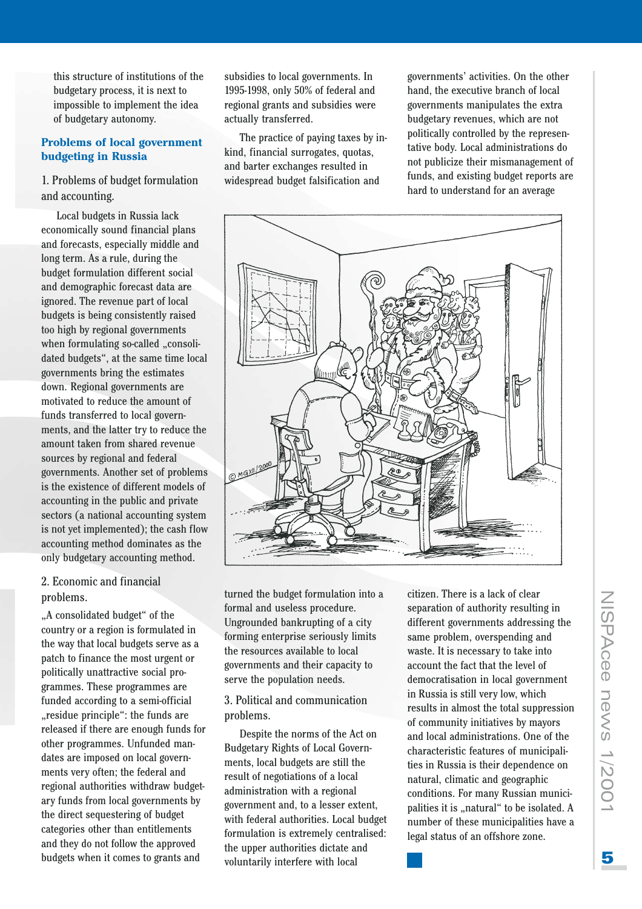this structure of institutions of the budgetary process, it is next to impossible to implement the idea of budgetary autonomy.

## Problems of local government budgeting in Russia

1. Problems of budget formulation and accounting.

Local budgets in Russia lack economically sound financial plans and forecasts, especially middle and long term. As a rule, during the budget formulation different social and demographic forecast data are ignored. The revenue part of local budgets is being consistently raised too high by regional governments when formulating so-called „consolidated budgets“, at the same time local governments bring the estimates down. Regional governments are motivated to reduce the amount of funds transferred to local governments, and the latter try to reduce the amount taken from shared revenue sources by regional and federal governments. Another set of problems is the existence of different models of accounting in the public and private sectors (a national accounting system is not yet implemented); the cash flow accounting method dominates as the only budgetary accounting method.

2. Economic and financial problems.

„A consolidated budget“ of the country or a region is formulated in the way that local budgets serve as a patch to finance the most urgent or politically unattractive social programmes. These programmes are funded according to a semi-official „residue principle“: the funds are released if there are enough funds for other programmes. Unfunded mandates are imposed on local governments very often; the federal and regional authorities withdraw budgetary funds from local governments by the direct sequestering of budget categories other than entitlements and they do not follow the approved budgets when it comes to grants and subsidies to local governments. In 1995-1998, only 50% of federal and regional grants and subsidies were actually transferred.

The practice of paying taxes by in-kind, financial surrogates, quotas, and barter exchanges resulted in widespread budget falsification and turned the budget formulation into a formal and useless procedure. Ungrounded bankrupting of a city forming enterprise seriously limits the resources available to local governments and their capacity to serve the population needs.

3. Political and communication problems.

Despite the norms of the Act on Budgetary Rights of Local Governments, local budgets are still the result of negotiations of a local administration with a regional government and, to a lesser extent, with federal authorities. Local budget formulation is extremely centralised: the upper authorities dictate and voluntarily interfere with local governments' activities. On the other hand, the executive branch of local governments manipulates the extra budgetary revenues, which are not politically controlled by the representative body. Local administrations do not publicize their mismanagement of funds, and existing budget reports are hard to understand for an average citizen. There is a lack of clear separation of authority resulting in different governments addressing the same problem, overspending and waste. It is necessary to take into account the fact that the level of democratisation in local government in Russia is still very low, which results in almost the total suppression of community initiatives by mayors and local administrations. One of the characteristic features of municipalities in Russia is their dependence on natural, climatic and geographic conditions. For many Russian municipalities it is „natural“ to be isolated. A number of these municipalities have a legal status of an offshore zone.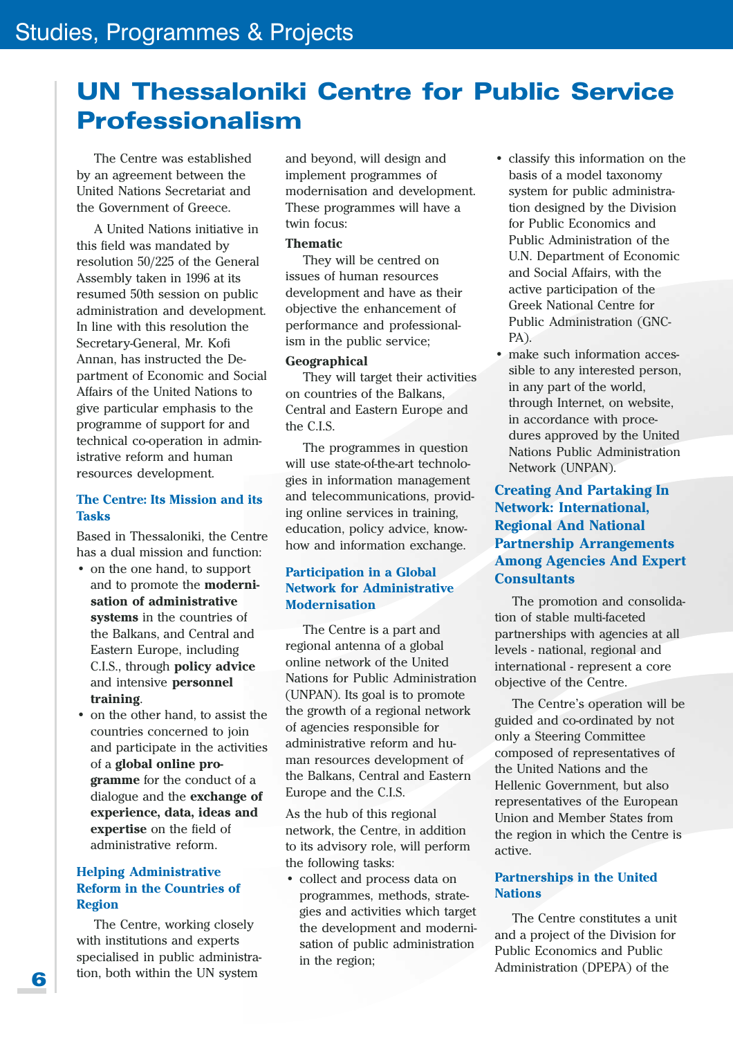# UN Thessaloniki Centre for Public Service Professionalism

The Centre was established by an agreement between the United Nations Secretariat and the Government of Greece.

A United Nations initiative in this field was mandated by resolution 50/225 of the General Assembly taken in 1996 at its resumed 50th session on public administration and development. In line with this resolution the Secretary-General, Mr. Kofi Annan, has instructed the Department of Economic and Social Affairs of the United Nations to give particular emphasis to the programme of support for and technical co-operation in administrative reform and human resources development.

### The Centre: Its Mission and its Tasks

Based in Thessaloniki, the Centre has a dual mission and function:

- on the one hand, to support and to promote the **modernisation of administrative systems** in the countries of the Balkans, and Central and Eastern Europe, including C.I.S., through **policy advice** and intensive **personnel training**.
- on the other hand, to assist the countries concerned to join and participate in the activities of a **global online programme** for the conduct of a dialogue and the **exchange of experience, data, ideas and expertise** on the field of administrative reform.

### Helping Administrative Reform in the Countries of Region

The Centre, working closely with institutions and experts specialised in public administration, both within the UN system and beyond, will design and implement programmes of modernisation and development. These programmes will have a twin focus:

**Thematic**

They will be centred on issues of human resources development and have as their objective the enhancement of performance and professionalism in the public service;

**Geographical**

They will target their activities on countries of the Balkans, Central and Eastern Europe and the C.I.S.

The programmes in question will use state-of-the-art technologies in information management and telecommunications, providing online services in training, education, policy advice, know-how and information exchange.

### Participation in a Global Network for Administrative Modernisation

The Centre is a part and regional antenna of a global online network of the United Nations for Public Administration (UNPAN). Its goal is to promote the growth of a regional network of agencies responsible for administrative reform and human resources development of the Balkans, Central and Eastern Europe and the C.I.S.

As the hub of this regional network, the Centre, in addition to its advisory role, will perform the following tasks:

- collect and process data on programmes, methods, strategies and activities which target the development and modernisation of public administration in the region;
- classify this information on the basis of a model taxonomy system for public administration designed by the Division for Public Economics and Public Administration of the U.N. Department of Economic and Social Affairs, with the active participation of the Greek National Centre for Public Administration (GNC-PA).
- make such information accessible to any interested person, in any part of the world, through Internet, on website, in accordance with procedures approved by the United Nations Public Administration Network (UNPAN).

### Creating And Partaking In Network: International, Regional And National Partnership Arrangements Among Agencies And Expert Consultants

The promotion and consolidation of stable multi-faceted partnerships with agencies at all levels - national, regional and international - represent a core objective of the Centre.

The Centre's operation will be guided and co-ordinated by not only a Steering Committee composed of representatives of the United Nations and the Hellenic Government, but also representatives of the European Union and Member States from the region in which the Centre is active.

### Partnerships in the United Nations

The Centre constitutes a unit and a project of the Division for Public Economics and Public Administration (DPEPA) of the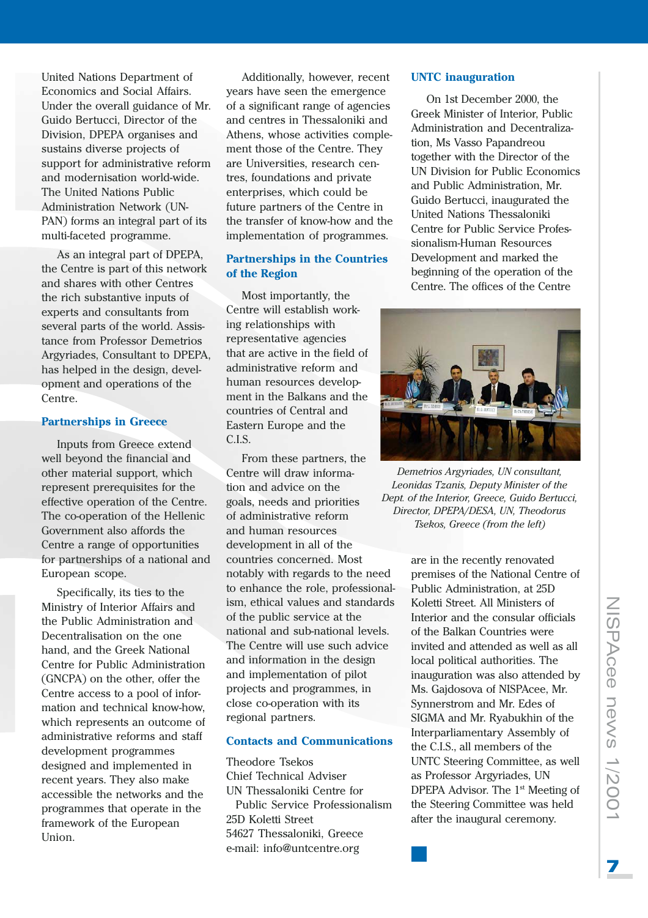United Nations Department of Economics and Social Affairs. Under the overall guidance of Mr. Guido Bertucci, Director of the Division, DPEPA organises and sustains diverse projects of support for administrative reform and modernisation world-wide. The United Nations Public Administration Network (UNPAN) forms an integral part of its multi-faceted programme.

As an integral part of DPEPA, the Centre is part of this network and shares with other Centres the rich substantive inputs of experts and consultants from several parts of the world. Assistance from Professor Demetrios Argyriades, Consultant to DPEPA, has helped in the design, development and operations of the Centre.

### Partnerships in Greece

Inputs from Greece extend well beyond the financial and other material support, which represent prerequisites for the effective operation of the Centre. The co-operation of the Hellenic Government also affords the Centre a range of opportunities for partnerships of a national and European scope.

Specifically, its ties to the Ministry of Interior Affairs and the Public Administration and Decentralisation on the one hand, and the Greek National Centre for Public Administration (GNCPA) on the other, offer the Centre access to a pool of information and technical know-how, which represents an outcome of administrative reforms and staff development programmes designed and implemented in recent years. They also make accessible the networks and the programmes that operate in the framework of the European Union.

Additionally, however, recent years have seen the emergence of a significant range of agencies and centres in Thessaloniki and Athens, whose activities complement those of the Centre. They are Universities, research centres, foundations and private enterprises, which could be future partners of the Centre in the transfer of know-how and the implementation of programmes.

### Partnerships in the Countries of the Region

Most importantly, the Centre will establish working relationships with representative agencies that are active in the field of administrative reform and human resources development in the Balkans and the countries of Central and Eastern Europe and the C.I.S.

From these partners, the Centre will draw information and advice on the goals, needs and priorities of administrative reform and human resources development in all of the countries concerned. Most notably with regards to the need to enhance the role, professionalism, ethical values and standards of the public service at the national and sub-national levels. The Centre will use such advice and information in the design and implementation of pilot projects and programmes, in close co-operation with its regional partners.

### Contacts and Communications

Theodore Tsekos
Chief Technical Adviser
UN Thessaloniki Centre for Public Service Professionalism
25D Koletti Street
54627 Thessaloniki, Greece
e-mail: info@untcentre.org

### UNTC inauguration

On 1st December 2000, the Greek Minister of Interior, Public Administration and Decentralization, Ms Vasso Papandreou together with the Director of the UN Division for Public Economics and Public Administration, Mr. Guido Bertucci, inaugurated the United Nations Thessaloniki Centre for Public Service Professionalism-Human Resources Development and marked the beginning of the operation of the Centre. The offices of the Centre are in the recently renovated premises of the National Centre of Public Administration, at 25D Koletti Street. All Ministers of Interior and the consular officials of the Balkan Countries were invited and attended as well as all local political authorities. The inauguration was also attended by Ms. Gajdosova of NISPAcee, Mr. Synnerstrom and Mr. Edes of SIGMA and Mr. Ryabukhin of the Interparliamentary Assembly of the C.I.S., all members of the UNTC Steering Committee, as well as Professor Argyriades, UN DPEPA Advisor. The 1st Meeting of the Steering Committee was held after the inaugural ceremony.

*Demetrios Argyriades, UN consultant, Leonidas Tzanis, Deputy Minister of the Dept. of the Interior, Greece, Guido Bertucci, Director, DPEPA/DESA, UN, Theodorus Tsekos, Greece (from the left)*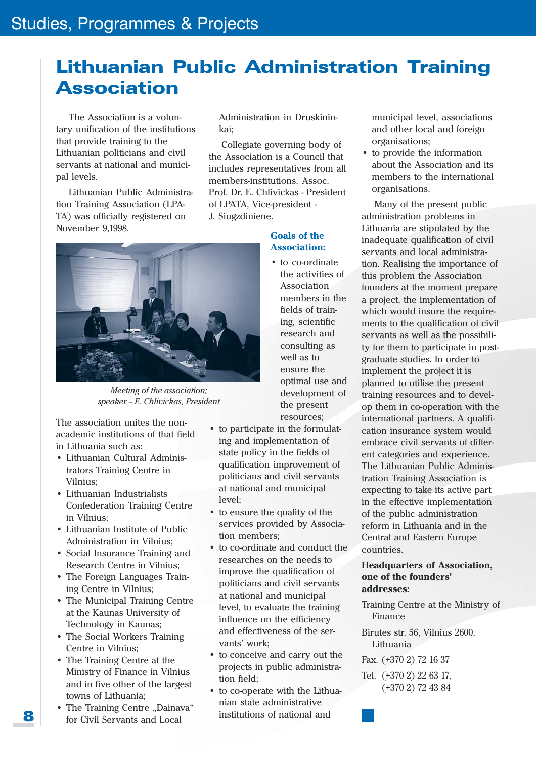# Lithuanian Public Administration Training Association

The Association is a voluntary unification of the institutions that provide training to the Lithuanian politicians and civil servants at national and municipal levels.

Lithuanian Public Administration Training Association (LPATA) was officially registered on November 9,1998.

*Meeting of the association; speaker – E. Chlivickas, President*

The association unites the non-academic institutions of that field in Lithuania such as:

- Lithuanian Cultural Administrators Training Centre in Vilnius;
- Lithuanian Industrialists Confederation Training Centre in Vilnius;
- Lithuanian Institute of Public Administration in Vilnius;
- Social Insurance Training and Research Centre in Vilnius;
- The Foreign Languages Training Centre in Vilnius;
- The Municipal Training Centre at the Kaunas University of Technology in Kaunas;
- The Social Workers Training Centre in Vilnius;
- The Training Centre at the Ministry of Finance in Vilnius and in five other of the largest towns of Lithuania;
- The Training Centre „Dainava" for Civil Servants and Local Administration in Druskininkai;

Collegiate governing body of the Association is a Council that includes representatives from all members-institutions. Assoc. Prof. Dr. E. Chlivickas - President of LPATA, Vice-president - J. Siugzdiniene.

### Goals of the Association:

- to co-ordinate the activities of Association members in the fields of training, scientific research and consulting as well as to ensure the optimal use and development of the present resources;
- to participate in the formulating and implementation of state policy in the fields of qualification improvement of politicians and civil servants at national and municipal level;
- to ensure the quality of the services provided by Association members;
- to co-ordinate and conduct the researches on the needs to improve the qualification of politicians and civil servants at national and municipal level, to evaluate the training influence on the efficiency and effectiveness of the servants' work;
- to conceive and carry out the projects in public administration field;
- to co-operate with the Lithuanian state administrative institutions of national and municipal level, associations and other local and foreign organisations;
- to provide the information about the Association and its members to the international organisations.

Many of the present public administration problems in Lithuania are stipulated by the inadequate qualification of civil servants and local administration. Realising the importance of this problem the Association founders at the moment prepare a project, the implementation of which would insure the requirements to the qualification of civil servants as well as the possibility for them to participate in post-graduate studies. In order to implement the project it is planned to utilise the present training resources and to develop them in co-operation with the international partners. A qualification insurance system would embrace civil servants of different categories and experience. The Lithuanian Public Administration Training Association is expecting to take its active part in the effective implementation of the public administration reform in Lithuania and in the Central and Eastern Europe countries.

**Headquarters of Association, one of the founders' addresses:**

Training Centre at the Ministry of Finance

Birutes str. 56, Vilnius 2600, Lithuania

Fax. (+370 2) 72 16 37

Tel. (+370 2) 22 63 17, (+370 2) 72 43 84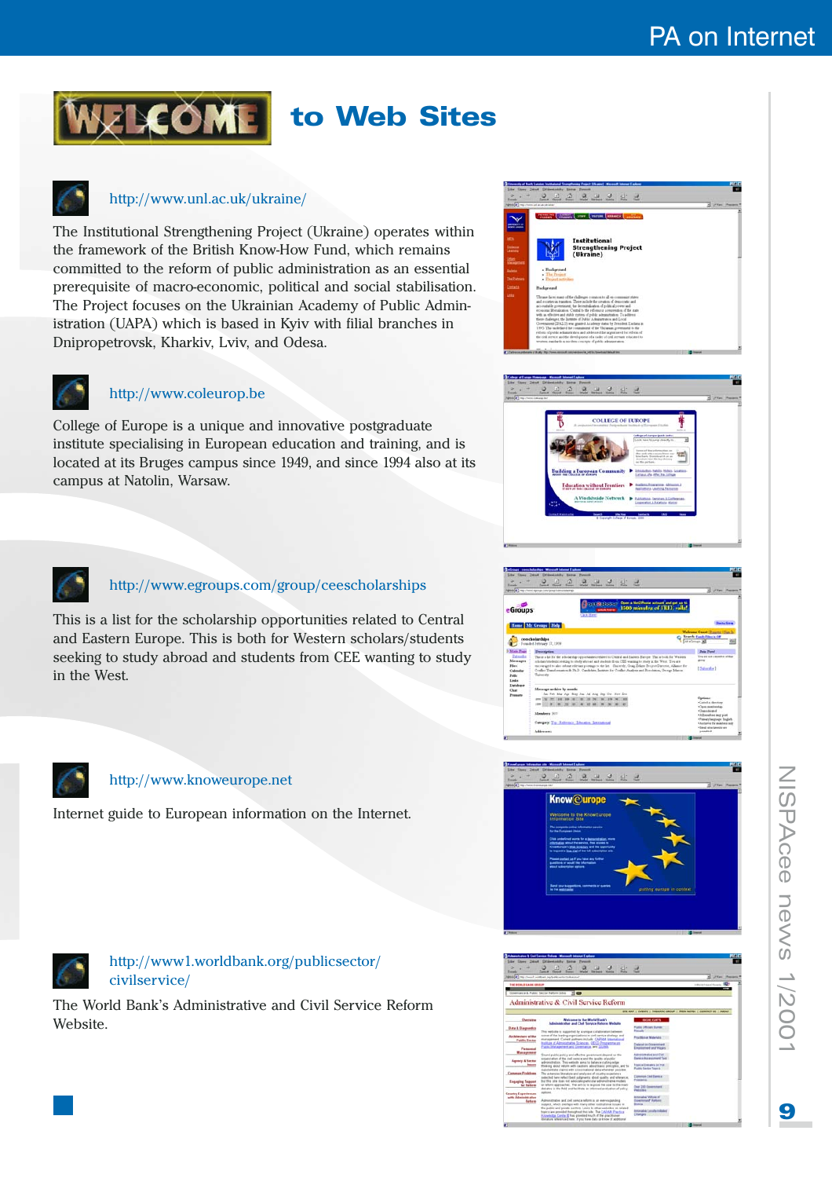# WELCOME to Web Sites

http://www.unl.ac.uk/ukraine/

The Institutional Strengthening Project (Ukraine) operates within the framework of the British Know-How Fund, which remains committed to the reform of public administration as an essential prerequisite of macro-economic, political and social stabilisation. The Project focuses on the Ukrainian Academy of Public Administration (UAPA) which is based in Kyiv with filial branches in Dnipropetrovsk, Kharkiv, Lviv, and Odesa.

http://www.coleurop.be

College of Europe is a unique and innovative postgraduate institute specialising in European education and training, and is located at its Bruges campus since 1949, and since 1994 also at its campus at Natolin, Warsaw.

http://www.egroups.com/group/ceescholarships

This is a list for the scholarship opportunities related to Central and Eastern Europe. This is both for Western scholars/students seeking to study abroad and students from CEE wanting to study in the West.

http://www.knoweurope.net

Internet guide to European information on the Internet.

http://www1.worldbank.org/publicsector/civilservice/

The World Bank's Administrative and Civil Service Reform Website.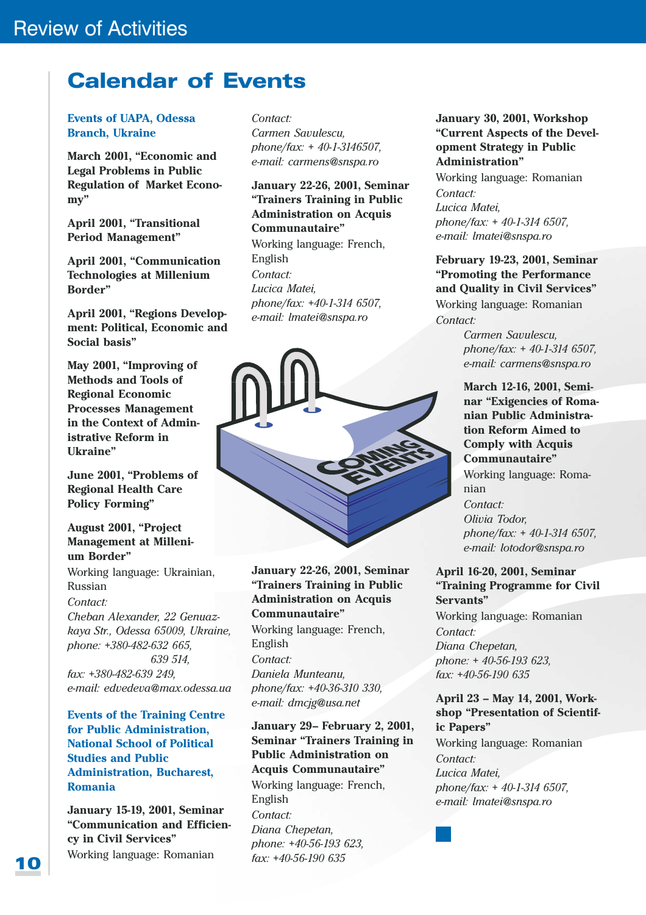# Calendar of Events

### Events of UAPA, Odessa Branch, Ukraine

**March 2001, "Economic and Legal Problems in Public Regulation of Market Economy"**

**April 2001, "Transitional Period Management"**

**April 2001, "Communication Technologies at Millenium Border"**

**April 2001, "Regions Development: Political, Economic and Social basis"**

**May 2001, "Improving of Methods and Tools of Regional Economic Processes Management in the Context of Administrative Reform in Ukraine"**

**June 2001, "Problems of Regional Health Care Policy Forming"**

**August 2001, "Project Management at Millenium Border"**

Working language: Ukrainian, Russian

*Contact:*
*Cheban Alexander, 22 Genuazkaya Str., Odessa 65009, Ukraine,*
*phone: +380-482-632 665,*
*639 514,*
*fax: +380-482-639 249,*
*e-mail: edvedeva@max.odessa.ua*

### Events of the Training Centre for Public Administration, National School of Political Studies and Public Administration, Bucharest, Romania

**January 15-19, 2001, Seminar "Communication and Efficiency in Civil Services"**

Working language: Romanian

*Contact:*
*Carmen Savulescu,*
*phone/fax: + 40-1-3146507,*
*e-mail: carmens@snspa.ro*

**January 22-26, 2001, Seminar "Trainers Training in Public Administration on Acquis Communautaire"**

Working language: French, English

*Contact:*
*Lucica Matei,*
*phone/fax: +40-1-314 6507,*
*e-mail: lmatei@snspa.ro*

**January 22-26, 2001, Seminar "Trainers Training in Public Administration on Acquis Communautaire"**

Working language: French, English

*Contact:*
*Daniela Munteanu,*
*phone/fax: +40-36-310 330,*
*e-mail: dmcjg@usa.net*

**January 29– February 2, 2001, Seminar "Trainers Training in Public Administration on Acquis Communautaire"**

Working language: French, English

*Contact:*
*Diana Chepetan,*
*phone: +40-56-193 623,*
*fax: +40-56-190 635*

**January 30, 2001, Workshop "Current Aspects of the Development Strategy in Public Administration"**

Working language: Romanian

*Contact:*
*Lucica Matei,*
*phone/fax: + 40-1-314 6507,*
*e-mail: lmatei@snspa.ro*

**February 19-23, 2001, Seminar "Promoting the Performance and Quality in Civil Services"**

Working language: Romanian

*Contact:*
*Carmen Savulescu,*
*phone/fax: + 40-1-314 6507,*
*e-mail: carmens@snspa.ro*

**March 12-16, 2001, Seminar "Exigencies of Romanian Public Administration Reform Aimed to Comply with Acquis Communautaire"**

Working language: Romanian

*Contact:*
*Olivia Todor,*
*phone/fax: + 40-1-314 6507,*
*e-mail: lotodor@snspa.ro*

**April 16-20, 2001, Seminar "Training Programme for Civil Servants"**

Working language: Romanian

*Contact:*
*Diana Chepetan,*
*phone: + 40-56-193 623,*
*fax: +40-56-190 635*

**April 23 – May 14, 2001, Workshop "Presentation of Scientific Papers"**

Working language: Romanian

*Contact:*
*Lucica Matei,*
*phone/fax: + 40-1-314 6507,*
*e-mail: lmatei@snspa.ro*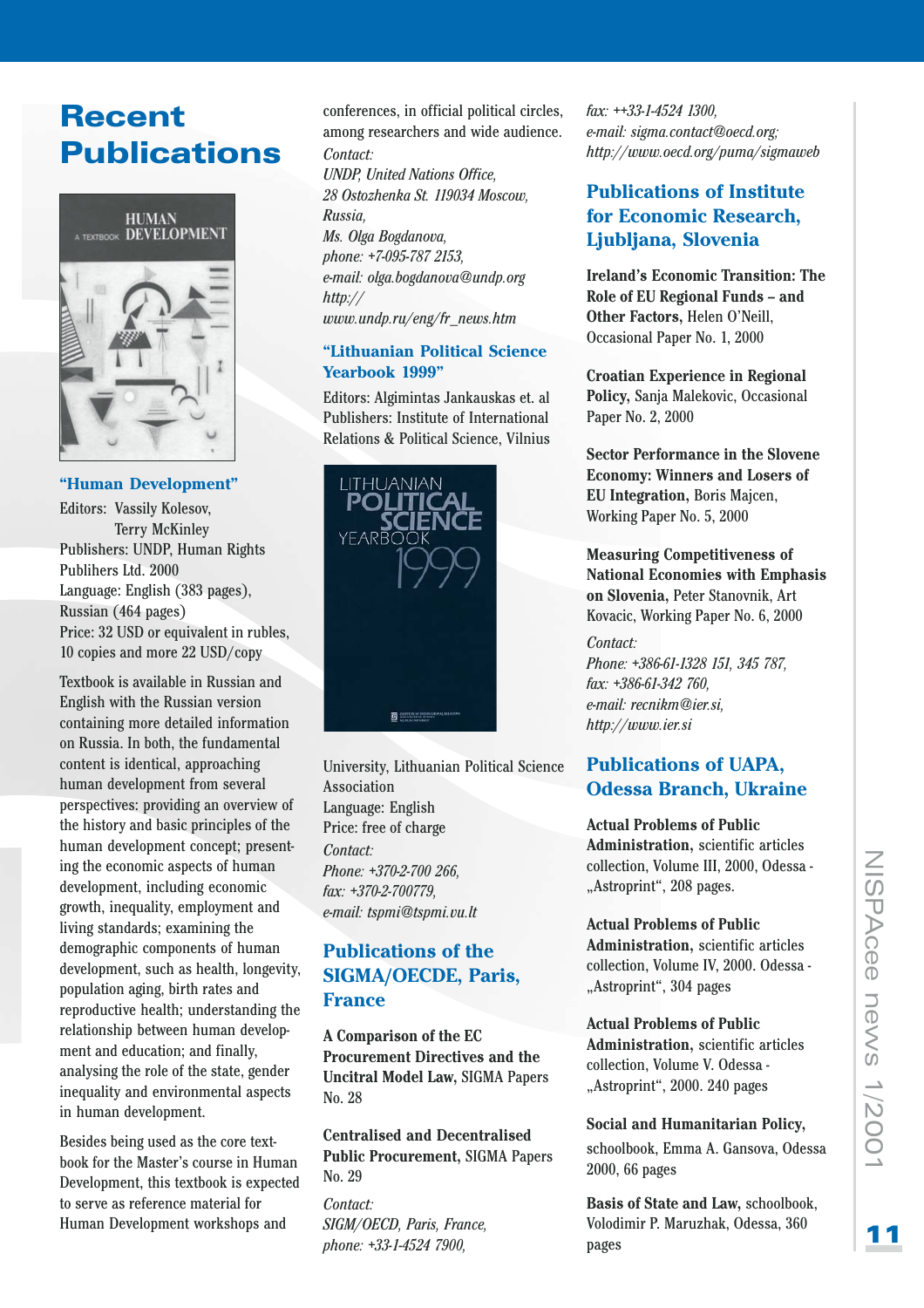# Recent Publications

## "Human Development"

Editors: Vassily Kolesov, Terry McKinley
Publishers: UNDP, Human Rights Publihers Ltd. 2000
Language: English (383 pages), Russian (464 pages)
Price: 32 USD or equivalent in rubles, 10 copies and more 22 USD/copy

Textbook is available in Russian and English with the Russian version containing more detailed information on Russia. In both, the fundamental content is identical, approaching human development from several perspectives: providing an overview of the history and basic principles of the human development concept; presenting the economic aspects of human development, including economic growth, inequality, employment and living standards; examining the demographic components of human development, such as health, longevity, population aging, birth rates and reproductive health; understanding the relationship between human development and education; and finally, analysing the role of the state, gender inequality and environmental aspects in human development.

Besides being used as the core textbook for the Master's course in Human Development, this textbook is expected to serve as reference material for Human Development workshops and conferences, in official political circles, among researchers and wide audience.

*Contact:*
*UNDP, United Nations Office,*
*28 Ostozhenka St. 119034 Moscow, Russia,*
*Ms. Olga Bogdanova,*
*phone: +7-095-787 2153,*
*e-mail: olga.bogdanova@undp.org*
*http://www.undp.ru/eng/fr_news.htm*

## "Lithuanian Political Science Yearbook 1999"

Editors: Algimintas Jankauskas et. al
Publishers: Institute of International Relations & Political Science, Vilnius University, Lithuanian Political Science Association
Language: English
Price: free of charge

*Contact:*
*Phone: +370-2-700 266,*
*fax: +370-2-700779,*
*e-mail: tspmi@tspmi.vu.lt*

## Publications of the SIGMA/OECDE, Paris, France

**A Comparison of the EC Procurement Directives and the Uncitral Model Law,** SIGMA Papers No. 28

**Centralised and Decentralised Public Procurement,** SIGMA Papers No. 29

*Contact:*
*SIGM/OECD, Paris, France,*
*phone: +33-1-4524 7900,*
*fax: ++33-1-4524 1300,*
*e-mail: sigma.contact@oecd.org;*
*http://www.oecd.org/puma/sigmaweb*

## Publications of Institute for Economic Research, Ljubljana, Slovenia

**Ireland's Economic Transition: The Role of EU Regional Funds – and Other Factors,** Helen O'Neill, Occasional Paper No. 1, 2000

**Croatian Experience in Regional Policy,** Sanja Malekovic, Occasional Paper No. 2, 2000

**Sector Performance in the Slovene Economy: Winners and Losers of EU Integration,** Boris Majcen, Working Paper No. 5, 2000

**Measuring Competitiveness of National Economies with Emphasis on Slovenia,** Peter Stanovnik, Art Kovacic, Working Paper No. 6, 2000

*Contact:*
*Phone: +386-61-1328 151, 345 787,*
*fax: +386-61-342 760,*
*e-mail: recnikm@ier.si,*
*http://www.ier.si*

## Publications of UAPA, Odessa Branch, Ukraine

**Actual Problems of Public Administration,** scientific articles collection, Volume III, 2000, Odessa - „Astroprint", 208 pages.

**Actual Problems of Public Administration,** scientific articles collection, Volume IV, 2000. Odessa - „Astroprint", 304 pages

**Actual Problems of Public Administration,** scientific articles collection, Volume V. Odessa - „Astroprint", 2000. 240 pages

**Social and Humanitarian Policy,** schoolbook, Emma A. Gansova, Odessa 2000, 66 pages

**Basis of State and Law,** schoolbook, Volodimir P. Maruzhak, Odessa, 360 pages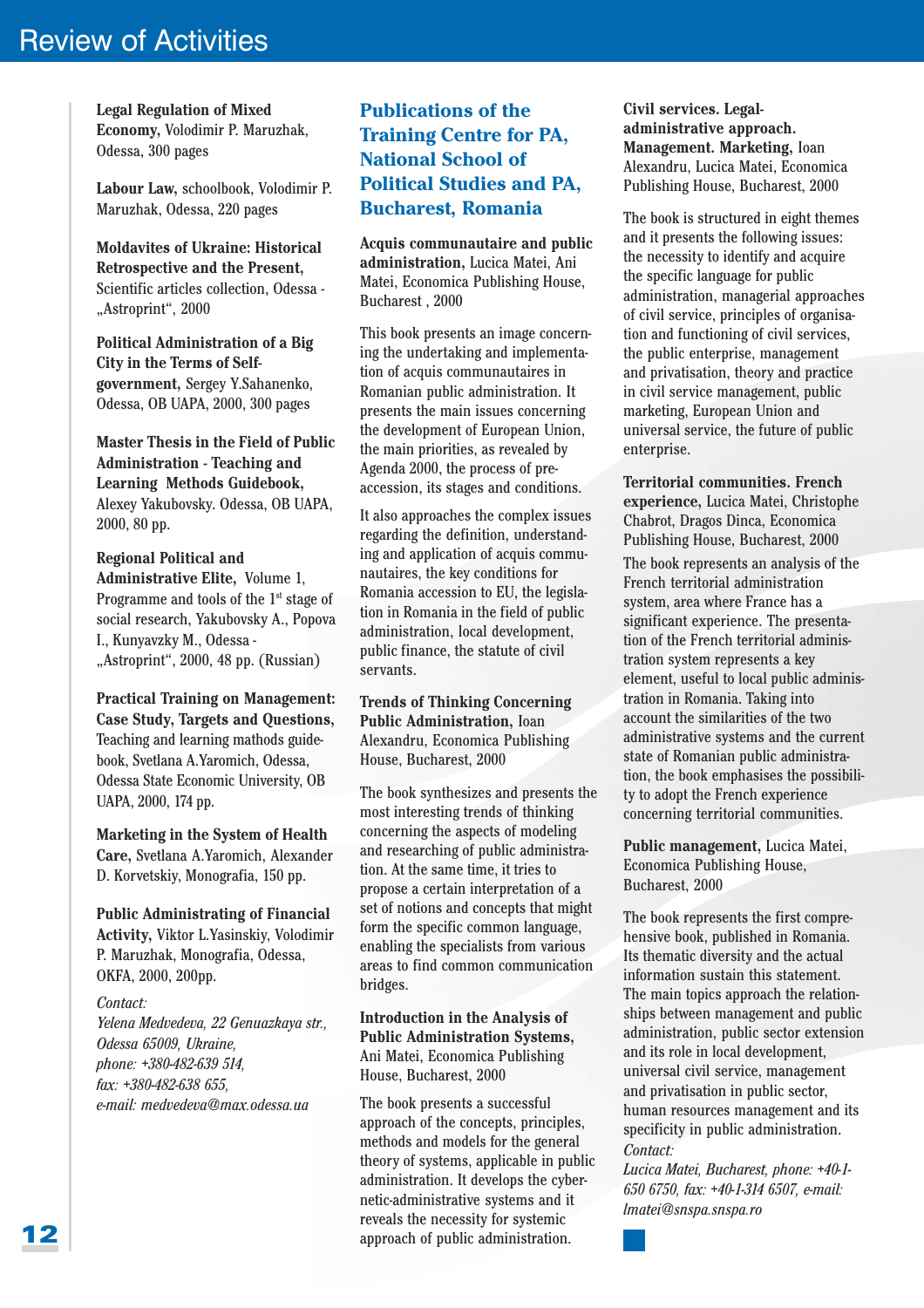**Legal Regulation of Mixed Economy,** Volodimir P. Maruzhak, Odessa, 300 pages

**Labour Law,** schoolbook, Volodimir P. Maruzhak, Odessa, 220 pages

**Moldavites of Ukraine: Historical Retrospective and the Present,** Scientific articles collection, Odessa - „Astroprint“, 2000

**Political Administration of a Big City in the Terms of Self-government,** Sergey Y.Sahanenko, Odessa, OB UAPA, 2000, 300 pages

**Master Thesis in the Field of Public Administration - Teaching and Learning Methods Guidebook,** Alexey Yakubovsky. Odessa, OB UAPA, 2000, 80 pp.

**Regional Political and Administrative Elite,** Volume 1, Programme and tools of the 1st stage of social research, Yakubovsky A., Popova I., Kunyavzky M., Odessa - „Astroprint“, 2000, 48 pp. (Russian)

**Practical Training on Management: Case Study, Targets and Questions,** Teaching and learning methods guidebook, Svetlana A.Yaromich, Odessa, Odessa State Economic University, OB UAPA, 2000, 174 pp.

**Marketing in the System of Health Care,** Svetlana A.Yaromich, Alexander D. Korvetskiy, Monografia, 150 pp.

**Public Administrating of Financial Activity,** Viktor L.Yasinskiy, Volodimir P. Maruzhak, Monografia, Odessa, OKFA, 2000, 200pp.

*Contact:*
*Yelena Medvedeva, 22 Genuazkaya str., Odessa 65009, Ukraine,*
*phone: +380-482-639 514,*
*fax: +380-482-638 655,*
*e-mail: medvedeva@max.odessa.ua*

## Publications of the Training Centre for PA, National School of Political Studies and PA, Bucharest, Romania

**Acquis communautaire and public administration,** Lucica Matei, Ani Matei, Economica Publishing House, Bucharest , 2000

This book presents an image concerning the undertaking and implementation of acquis communautaires in Romanian public administration. It presents the main issues concerning the development of European Union, the main priorities, as revealed by Agenda 2000, the process of pre-accession, its stages and conditions.

It also approaches the complex issues regarding the definition, understanding and application of acquis communautaires, the key conditions for Romania accession to EU, the legislation in Romania in the field of public administration, local development, public finance, the statute of civil servants.

**Trends of Thinking Concerning Public Administration,** Ioan Alexandru, Economica Publishing House, Bucharest, 2000

The book synthesizes and presents the most interesting trends of thinking concerning the aspects of modeling and researching of public administration. At the same time, it tries to propose a certain interpretation of a set of notions and concepts that might form the specific common language, enabling the specialists from various areas to find common communication bridges.

**Introduction in the Analysis of Public Administration Systems,** Ani Matei, Economica Publishing House, Bucharest, 2000

The book presents a successful approach of the concepts, principles, methods and models for the general theory of systems, applicable in public administration. It develops the cybernetic-administrative systems and it reveals the necessity for systemic approach of public administration.

**Civil services. Legal-administrative approach. Management. Marketing,** Ioan Alexandru, Lucica Matei, Economica Publishing House, Bucharest, 2000

The book is structured in eight themes and it presents the following issues: the necessity to identify and acquire the specific language for public administration, managerial approaches of civil service, principles of organisation and functioning of civil services, the public enterprise, management and privatisation, theory and practice in civil service management, public marketing, European Union and universal service, the future of public enterprise.

**Territorial communities. French experience,** Lucica Matei, Christophe Chabrot, Dragos Dinca, Economica Publishing House, Bucharest, 2000

The book represents an analysis of the French territorial administration system, area where France has a significant experience. The presentation of the French territorial administration system represents a key element, useful to local public administration in Romania. Taking into account the similarities of the two administrative systems and the current state of Romanian public administration, the book emphasises the possibility to adopt the French experience concerning territorial communities.

**Public management,** Lucica Matei, Economica Publishing House, Bucharest, 2000

The book represents the first comprehensive book, published in Romania. Its thematic diversity and the actual information sustain this statement. The main topics approach the relationships between management and public administration, public sector extension and its role in local development, universal civil service, management and privatisation in public sector, human resources management and its specificity in public administration.

*Contact:*
*Lucica Matei, Bucharest, phone: +40-1-650 6750, fax: +40-1-314 6507, e-mail: lmatei@snspa.snspa.ro*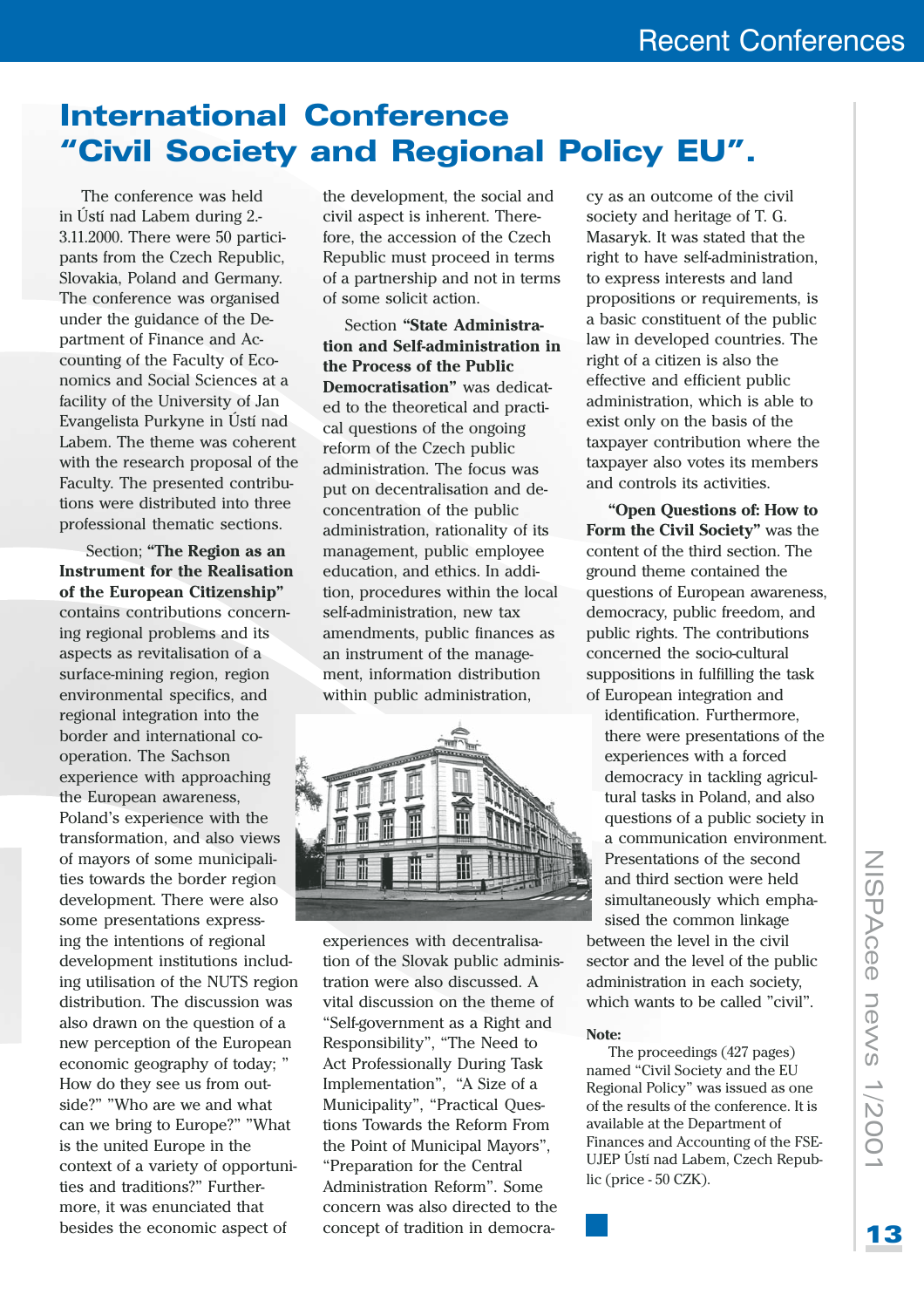# International Conference "Civil Society and Regional Policy EU".

The conference was held in Ústí nad Labem during 2.-3.11.2000. There were 50 participants from the Czech Republic, Slovakia, Poland and Germany. The conference was organised under the guidance of the Department of Finance and Accounting of the Faculty of Economics and Social Sciences at a facility of the University of Jan Evangelista Purkyne in Ústí nad Labem. The theme was coherent with the research proposal of the Faculty. The presented contributions were distributed into three professional thematic sections.

Section; **"The Region as an Instrument for the Realisation of the European Citizenship"** contains contributions concerning regional problems and its aspects as revitalisation of a surface-mining region, region environmental specifics, and regional integration into the border and international co-operation. The Sachson experience with approaching the European awareness, Poland's experience with the transformation, and also views of mayors of some municipalities towards the border region development. There were also some presentations expressing the intentions of regional development institutions including utilisation of the NUTS region distribution. The discussion was also drawn on the question of a new perception of the European economic geography of today; " How do they see us from outside?" "Who are we and what can we bring to Europe?" "What is the united Europe in the context of a variety of opportunities and traditions?" Furthermore, it was enunciated that besides the economic aspect of the development, the social and civil aspect is inherent. Therefore, the accession of the Czech Republic must proceed in terms of a partnership and not in terms of some solicit action.

Section **"State Administration and Self-administration in the Process of the Public Democratisation"** was dedicated to the theoretical and practical questions of the ongoing reform of the Czech public administration. The focus was put on decentralisation and deconcentration of the public administration, rationality of its management, public employee education, and ethics. In addition, procedures within the local self-administration, new tax amendments, public finances as an instrument of the management, information distribution within public administration, experiences with decentralisation of the Slovak public administration were also discussed. A vital discussion on the theme of "Self-government as a Right and Responsibility", "The Need to Act Professionally During Task Implementation", "A Size of a Municipality", "Practical Questions Towards the Reform From the Point of Municipal Mayors", "Preparation for the Central Administration Reform". Some concern was also directed to the concept of tradition in democracy as an outcome of the civil society and heritage of T. G. Masaryk. It was stated that the right to have self-administration, to express interests and land propositions or requirements, is a basic constituent of the public law in developed countries. The right of a citizen is also the effective and efficient public administration, which is able to exist only on the basis of the taxpayer contribution where the taxpayer also votes its members and controls its activities.

**"Open Questions of: How to Form the Civil Society"** was the content of the third section. The ground theme contained the questions of European awareness, democracy, public freedom, and public rights. The contributions concerned the socio-cultural suppositions in fulfilling the task of European integration and identification. Furthermore, there were presentations of the experiences with a forced democracy in tackling agricultural tasks in Poland, and also questions of a public society in a communication environment. Presentations of the second and third section were held simultaneously which emphasised the common linkage between the level in the civil sector and the level of the public administration in each society, which wants to be called "civil".

**Note:**

The proceedings (427 pages) named "Civil Society and the EU Regional Policy" was issued as one of the results of the conference. It is available at the Department of Finances and Accounting of the FSE-UJEP Ústí nad Labem, Czech Republic (price - 50 CZK).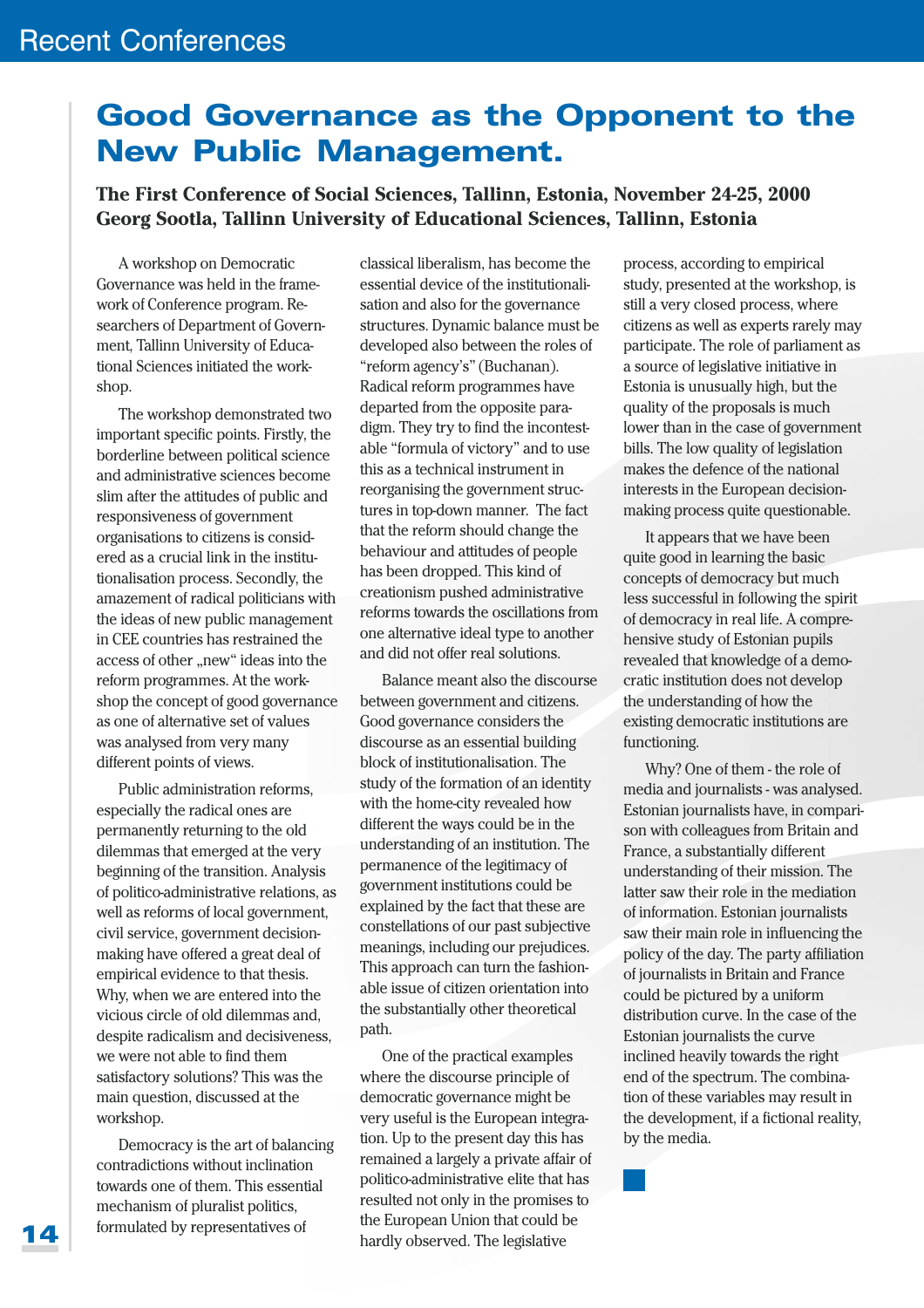# Good Governance as the Opponent to the New Public Management.

**The First Conference of Social Sciences, Tallinn, Estonia, November 24-25, 2000**
**Georg Sootla, Tallinn University of Educational Sciences, Tallinn, Estonia**

A workshop on Democratic Governance was held in the framework of Conference program. Researchers of Department of Government, Tallinn University of Educational Sciences initiated the workshop.

The workshop demonstrated two important specific points. Firstly, the borderline between political science and administrative sciences become slim after the attitudes of public and responsiveness of government organisations to citizens is considered as a crucial link in the institutionalisation process. Secondly, the amazement of radical politicians with the ideas of new public management in CEE countries has restrained the access of other „new" ideas into the reform programmes. At the workshop the concept of good governance as one of alternative set of values was analysed from very many different points of views.

Public administration reforms, especially the radical ones are permanently returning to the old dilemmas that emerged at the very beginning of the transition. Analysis of politico-administrative relations, as well as reforms of local government, civil service, government decision-making have offered a great deal of empirical evidence to that thesis. Why, when we are entered into the vicious circle of old dilemmas and, despite radicalism and decisiveness, we were not able to find them satisfactory solutions? This was the main question, discussed at the workshop.

Democracy is the art of balancing contradictions without inclination towards one of them. This essential mechanism of pluralist politics, formulated by representatives of classical liberalism, has become the essential device of the institutionalisation and also for the governance structures. Dynamic balance must be developed also between the roles of "reform agency's" (Buchanan). Radical reform programmes have departed from the opposite paradigm. They try to find the incontestable "formula of victory" and to use this as a technical instrument in reorganising the government structures in top-down manner. The fact that the reform should change the behaviour and attitudes of people has been dropped. This kind of creationism pushed administrative reforms towards the oscillations from one alternative ideal type to another and did not offer real solutions.

Balance meant also the discourse between government and citizens. Good governance considers the discourse as an essential building block of institutionalisation. The study of the formation of an identity with the home-city revealed how different the ways could be in the understanding of an institution. The permanence of the legitimacy of government institutions could be explained by the fact that these are constellations of our past subjective meanings, including our prejudices. This approach can turn the fashionable issue of citizen orientation into the substantially other theoretical path.

One of the practical examples where the discourse principle of democratic governance might be very useful is the European integration. Up to the present day this has remained a largely a private affair of politico-administrative elite that has resulted not only in the promises to the European Union that could be hardly observed. The legislative process, according to empirical study, presented at the workshop, is still a very closed process, where citizens as well as experts rarely may participate. The role of parliament as a source of legislative initiative in Estonia is unusually high, but the quality of the proposals is much lower than in the case of government bills. The low quality of legislation makes the defence of the national interests in the European decision-making process quite questionable.

It appears that we have been quite good in learning the basic concepts of democracy but much less successful in following the spirit of democracy in real life. A comprehensive study of Estonian pupils revealed that knowledge of a democratic institution does not develop the understanding of how the existing democratic institutions are functioning.

Why? One of them - the role of media and journalists - was analysed. Estonian journalists have, in comparison with colleagues from Britain and France, a substantially different understanding of their mission. The latter saw their role in the mediation of information. Estonian journalists saw their main role in influencing the policy of the day. The party affiliation of journalists in Britain and France could be pictured by a uniform distribution curve. In the case of the Estonian journalists the curve inclined heavily towards the right end of the spectrum. The combination of these variables may result in the development, if a fictional reality, by the media.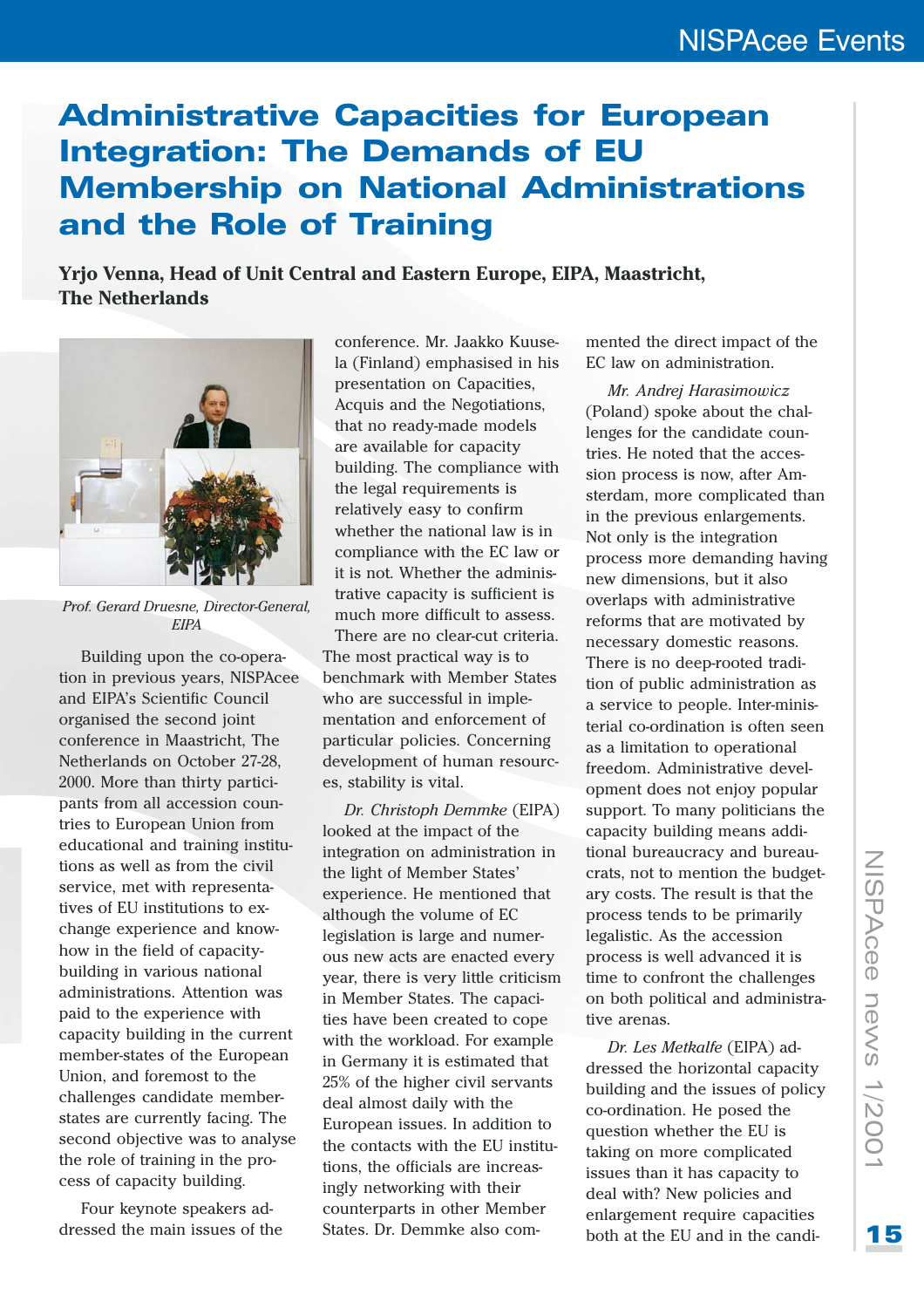# Administrative Capacities for European Integration: The Demands of EU Membership on National Administrations and the Role of Training

**Yrjo Venna, Head of Unit Central and Eastern Europe, EIPA, Maastricht, The Netherlands**

*Prof. Gerard Druesne, Director-General, EIPA*

Building upon the co-operation in previous years, NISPAcee and EIPA's Scientific Council organised the second joint conference in Maastricht, The Netherlands on October 27-28, 2000. More than thirty participants from all accession countries to European Union from educational and training institutions as well as from the civil service, met with representatives of EU institutions to exchange experience and know-how in the field of capacity-building in various national administrations. Attention was paid to the experience with capacity building in the current member-states of the European Union, and foremost to the challenges candidate member-states are currently facing. The second objective was to analyse the role of training in the process of capacity building.

Four keynote speakers addressed the main issues of the conference. Mr. Jaakko Kuusela (Finland) emphasised in his presentation on Capacities, Acquis and the Negotiations, that no ready-made models are available for capacity building. The compliance with the legal requirements is relatively easy to confirm whether the national law is in compliance with the EC law or it is not. Whether the administrative capacity is sufficient is much more difficult to assess. There are no clear-cut criteria. The most practical way is to benchmark with Member States who are successful in implementation and enforcement of particular policies. Concerning development of human resources, stability is vital.

*Dr. Christoph Demmke* (EIPA) looked at the impact of the integration on administration in the light of Member States' experience. He mentioned that although the volume of EC legislation is large and numerous new acts are enacted every year, there is very little criticism in Member States. The capacities have been created to cope with the workload. For example in Germany it is estimated that 25% of the higher civil servants deal almost daily with the European issues. In addition to the contacts with the EU institutions, the officials are increasingly networking with their counterparts in other Member States. Dr. Demmke also commented the direct impact of the EC law on administration.

*Mr. Andrej Harasimowicz* (Poland) spoke about the challenges for the candidate countries. He noted that the accession process is now, after Amsterdam, more complicated than in the previous enlargements. Not only is the integration process more demanding having new dimensions, but it also overlaps with administrative reforms that are motivated by necessary domestic reasons. There is no deep-rooted tradition of public administration as a service to people. Inter-ministerial co-ordination is often seen as a limitation to operational freedom. Administrative development does not enjoy popular support. To many politicians the capacity building means additional bureaucracy and bureaucrats, not to mention the budgetary costs. The result is that the process tends to be primarily legalistic. As the accession process is well advanced it is time to confront the challenges on both political and administrative arenas.

*Dr. Les Metkalfe* (EIPA) addressed the horizontal capacity building and the issues of policy co-ordination. He posed the question whether the EU is taking on more complicated issues than it has capacity to deal with? New policies and enlargement require capacities both at the EU and in the candi-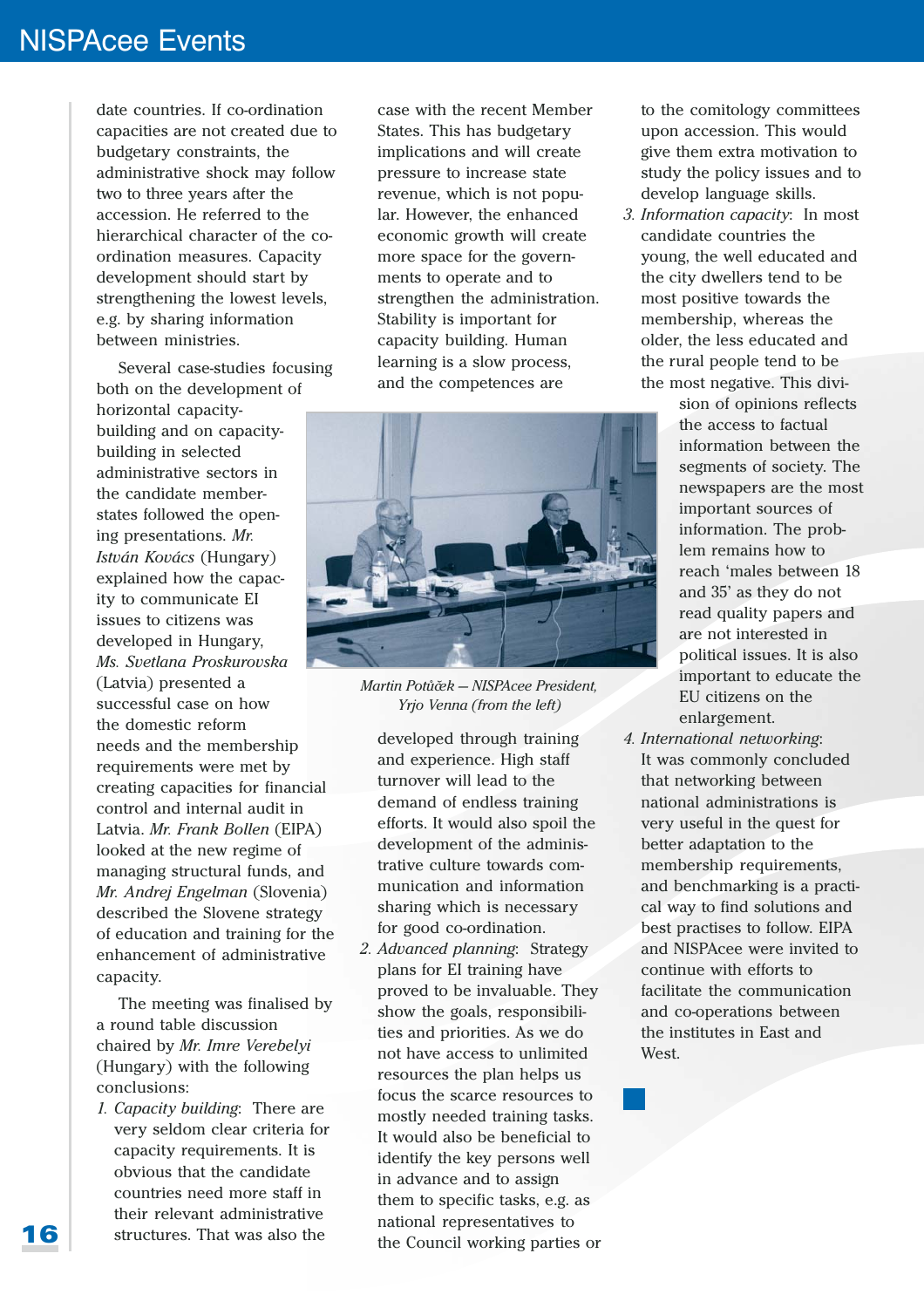date countries. If co-ordination capacities are not created due to budgetary constraints, the administrative shock may follow two to three years after the accession. He referred to the hierarchical character of the co-ordination measures. Capacity development should start by strengthening the lowest levels, e.g. by sharing information between ministries.

Several case-studies focusing both on the development of horizontal capacity-building and on capacity-building in selected administrative sectors in the candidate member-states followed the opening presentations. *Mr. István Kovács* (Hungary) explained how the capacity to communicate EI issues to citizens was developed in Hungary, *Ms. Svetlana Proskurovska* (Latvia) presented a successful case on how the domestic reform needs and the membership requirements were met by creating capacities for financial control and internal audit in Latvia. *Mr. Frank Bollen* (EIPA) looked at the new regime of managing structural funds, and *Mr. Andrej Engelman* (Slovenia) described the Slovene strategy of education and training for the enhancement of administrative capacity.

The meeting was finalised by a round table discussion chaired by *Mr. Imre Verebelyi* (Hungary) with the following conclusions:

1. *Capacity building*: There are very seldom clear criteria for capacity requirements. It is obvious that the candidate countries need more staff in their relevant administrative structures. That was also the case with the recent Member States. This has budgetary implications and will create pressure to increase state revenue, which is not popular. However, the enhanced economic growth will create more space for the governments to operate and to strengthen the administration. Stability is important for capacity building. Human learning is a slow process, and the competences are developed through training and experience. High staff turnover will lead to the demand of endless training efforts. It would also spoil the development of the administrative culture towards communication and information sharing which is necessary for good co-ordination.
2. *Advanced planning*: Strategy plans for EI training have proved to be invaluable. They show the goals, responsibilities and priorities. As we do not have access to unlimited resources the plan helps us focus the scarce resources to mostly needed training tasks. It would also be beneficial to identify the key persons well in advance and to assign them to specific tasks, e.g. as national representatives to the Council working parties or to the comitology committees upon accession. This would give them extra motivation to study the policy issues and to develop language skills.
3. *Information capacity*: In most candidate countries the young, the well educated and the city dwellers tend to be most positive towards the membership, whereas the older, the less educated and the rural people tend to be the most negative. This division of opinions reflects the access to factual information between the segments of society. The newspapers are the most important sources of information. The problem remains how to reach 'males between 18 and 35' as they do not read quality papers and are not interested in political issues. It is also important to educate the EU citizens on the enlargement.
4. *International networking*: It was commonly concluded that networking between national administrations is very useful in the quest for better adaptation to the membership requirements, and benchmarking is a practical way to find solutions and best practises to follow. EIPA and NISPAcee were invited to continue with efforts to facilitate the communication and co-operations between the institutes in East and West.

*Martin Potůček – NISPAcee President, Yrjo Venna (from the left)*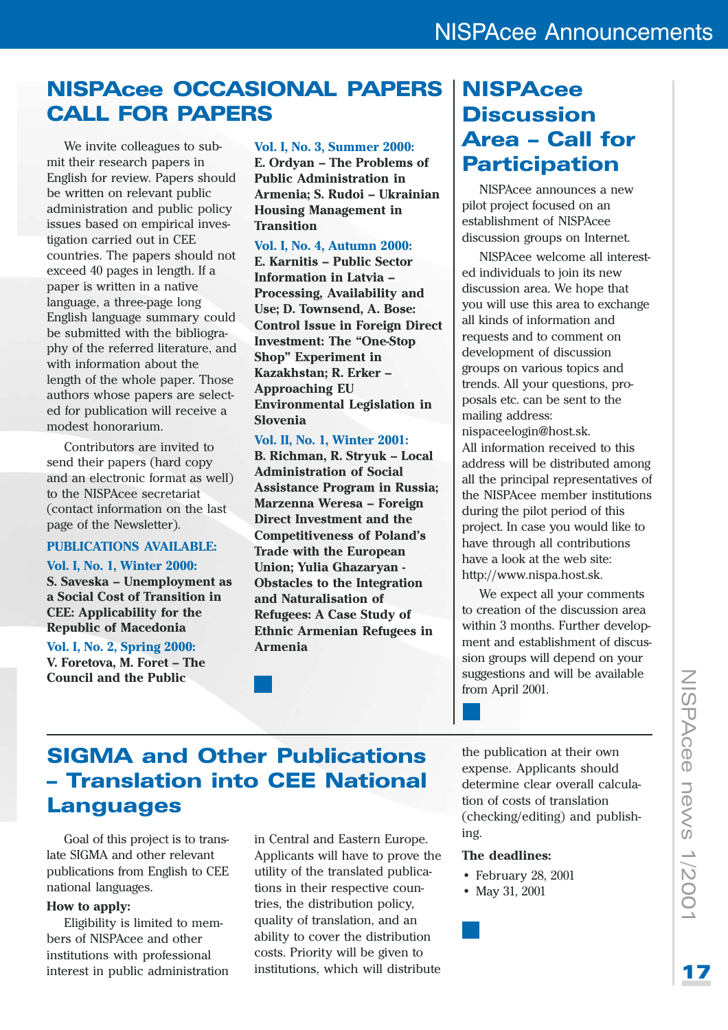# NISPAcee OCCASIONAL PAPERS CALL FOR PAPERS

We invite colleagues to submit their research papers in English for review. Papers should be written on relevant public administration and public policy issues based on empirical investigation carried out in CEE countries. The papers should not exceed 40 pages in length. If a paper is written in a native language, a three-page long English language summary could be submitted with the bibliography of the referred literature, and with information about the length of the whole paper. Those authors whose papers are selected for publication will receive a modest honorarium.

Contributors are invited to send their papers (hard copy and an electronic format as well) to the NISPAcee secretariat (contact information on the last page of the Newsletter).

**PUBLICATIONS AVAILABLE:**

**Vol. I, No. 1, Winter 2000:**
**S. Saveska – Unemployment as a Social Cost of Transition in CEE: Applicability for the Republic of Macedonia**

**Vol. I, No. 2, Spring 2000:**
**V. Foretova, M. Foret – The Council and the Public**

**Vol. I, No. 3, Summer 2000:**
**E. Ordyan – The Problems of Public Administration in Armenia; S. Rudoi – Ukrainian Housing Management in Transition**

**Vol. I, No. 4, Autumn 2000:**
**E. Karnitis – Public Sector Information in Latvia – Processing, Availability and Use; D. Townsend, A. Bose: Control Issue in Foreign Direct Investment: The "One-Stop Shop" Experiment in Kazakhstan; R. Erker – Approaching EU Environmental Legislation in Slovenia**

**Vol. II, No. 1, Winter 2001:**
**B. Richman, R. Stryuk – Local Administration of Social Assistance Program in Russia; Marzenna Weresa – Foreign Direct Investment and the Competitiveness of Poland's Trade with the European Union; Yulia Ghazaryan - Obstacles to the Integration and Naturalisation of Refugees: A Case Study of Ethnic Armenian Refugees in Armenia**

# NISPAcee Discussion Area – Call for Participation

NISPAcee announces a new pilot project focused on an establishment of NISPAcee discussion groups on Internet.

NISPAcee welcome all interested individuals to join its new discussion area. We hope that you will use this area to exchange all kinds of information and requests and to comment on development of discussion groups on various topics and trends. All your questions, proposals etc. can be sent to the mailing address: nispaceelogin@host.sk. All information received to this address will be distributed among all the principal representatives of the NISPAcee member institutions during the pilot period of this project. In case you would like to have through all contributions have a look at the web site: http://www.nispa.host.sk.

We expect all your comments to creation of the discussion area within 3 months. Further development and establishment of discussion groups will depend on your suggestions and will be available from April 2001.

# SIGMA and Other Publications – Translation into CEE National Languages

Goal of this project is to translate SIGMA and other relevant publications from English to CEE national languages.

**How to apply:**

Eligibility is limited to members of NISPAcee and other institutions with professional interest in public administration in Central and Eastern Europe. Applicants will have to prove the utility of the translated publications in their respective countries, the distribution policy, quality of translation, and an ability to cover the distribution costs. Priority will be given to institutions, which will distribute the publication at their own expense. Applicants should determine clear overall calculation of costs of translation (checking/editing) and publishing.

**The deadlines:**

- February 28, 2001
- May 31, 2001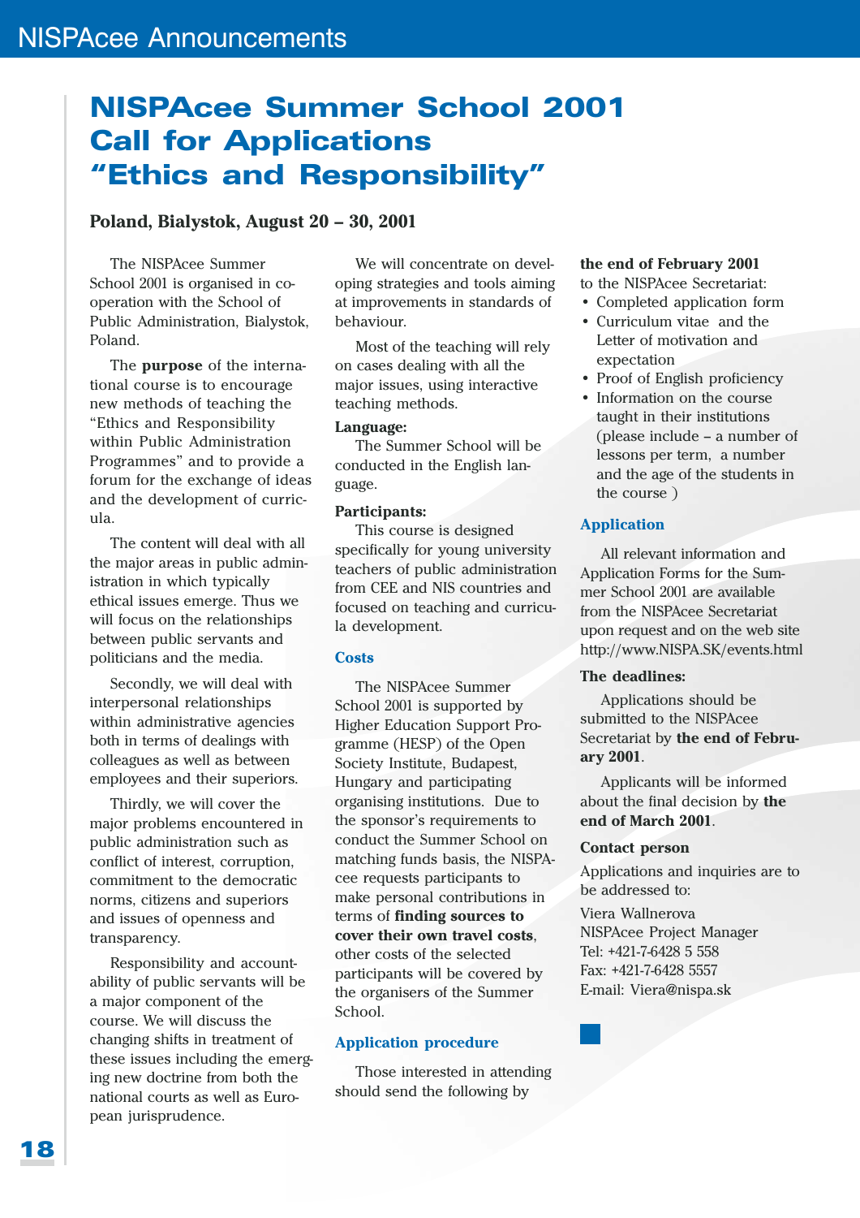# NISPAcee Summer School 2001
# Call for Applications
# "Ethics and Responsibility"

**Poland, Bialystok, August 20 – 30, 2001**

The NISPAcee Summer School 2001 is organised in co-operation with the School of Public Administration, Bialystok, Poland.

The **purpose** of the international course is to encourage new methods of teaching the "Ethics and Responsibility within Public Administration Programmes" and to provide a forum for the exchange of ideas and the development of curricula.

The content will deal with all the major areas in public administration in which typically ethical issues emerge. Thus we will focus on the relationships between public servants and politicians and the media.

Secondly, we will deal with interpersonal relationships within administrative agencies both in terms of dealings with colleagues as well as between employees and their superiors.

Thirdly, we will cover the major problems encountered in public administration such as conflict of interest, corruption, commitment to the democratic norms, citizens and superiors and issues of openness and transparency.

Responsibility and accountability of public servants will be a major component of the course. We will discuss the changing shifts in treatment of these issues including the emerging new doctrine from both the national courts as well as European jurisprudence.

We will concentrate on developing strategies and tools aiming at improvements in standards of behaviour.

Most of the teaching will rely on cases dealing with all the major issues, using interactive teaching methods.

**Language:**

The Summer School will be conducted in the English language.

**Participants:**

This course is designed specifically for young university teachers of public administration from CEE and NIS countries and focused on teaching and curricula development.

### Costs

The NISPAcee Summer School 2001 is supported by Higher Education Support Programme (HESP) of the Open Society Institute, Budapest, Hungary and participating organising institutions. Due to the sponsor's requirements to conduct the Summer School on matching funds basis, the NISPAcee requests participants to make personal contributions in terms of **finding sources to cover their own travel costs**, other costs of the selected participants will be covered by the organisers of the Summer School.

### Application procedure

Those interested in attending should send the following by **the end of February 2001** to the NISPAcee Secretariat:

- Completed application form
- Curriculum vitae and the Letter of motivation and expectation
- Proof of English proficiency
- Information on the course taught in their institutions (please include – a number of lessons per term, a number and the age of the students in the course )

### Application

All relevant information and Application Forms for the Summer School 2001 are available from the NISPAcee Secretariat upon request and on the web site http://www.NISPA.SK/events.html

**The deadlines:**

Applications should be submitted to the NISPAcee Secretariat by **the end of February 2001**.

Applicants will be informed about the final decision by **the end of March 2001**.

**Contact person**

Applications and inquiries are to be addressed to:

Viera Wallnerova  
NISPAcee Project Manager  
Tel: +421-7-6428 5 558  
Fax: +421-7-6428 5557  
E-mail: Viera@nispa.sk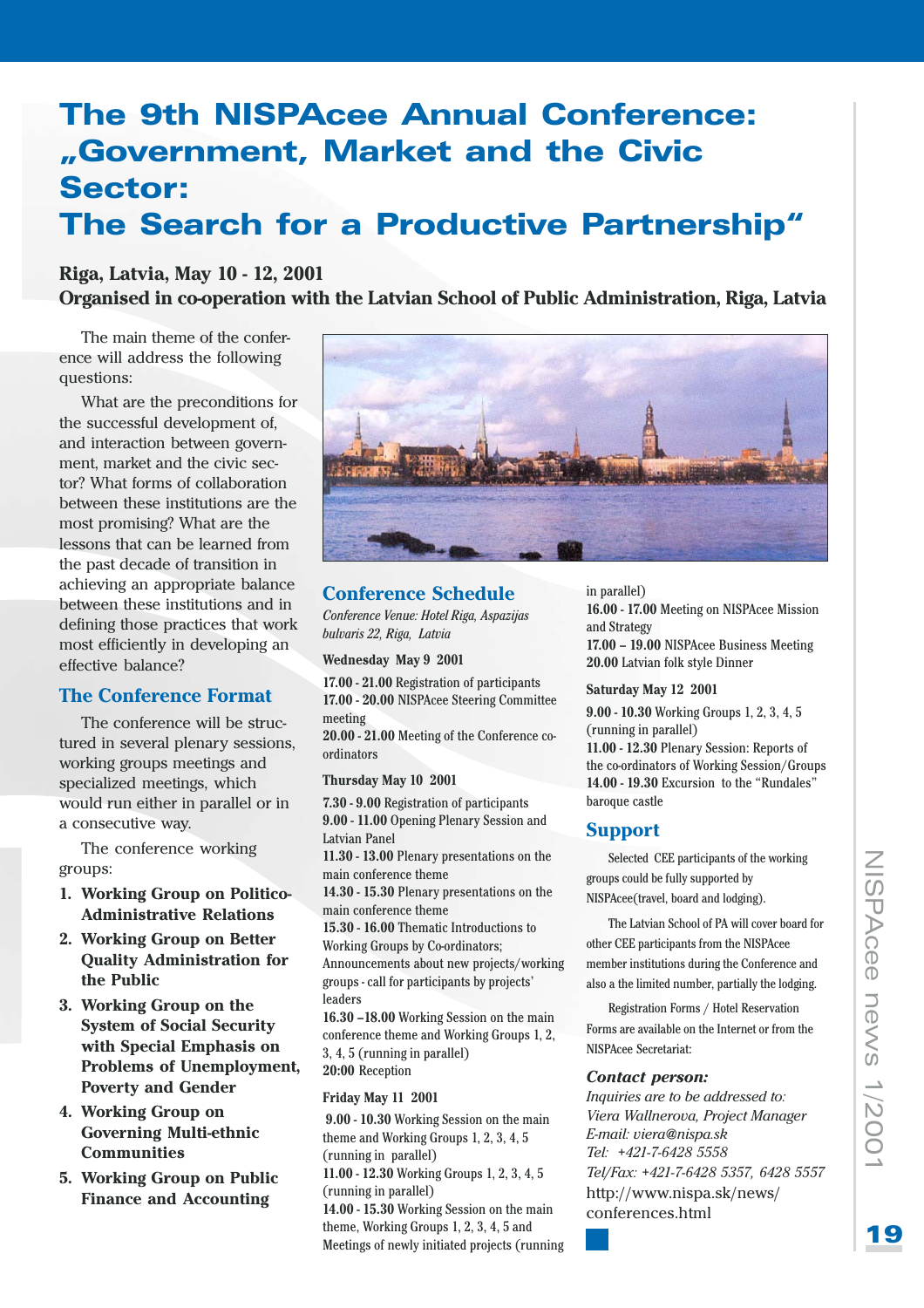# The 9th NISPAcee Annual Conference: „Government, Market and the Civic Sector: The Search for a Productive Partnership"

**Riga, Latvia, May 10 - 12, 2001**
**Organised in co-operation with the Latvian School of Public Administration, Riga, Latvia**

The main theme of the conference will address the following questions:

What are the preconditions for the successful development of, and interaction between government, market and the civic sector? What forms of collaboration between these institutions are the most promising? What are the lessons that can be learned from the past decade of transition in achieving an appropriate balance between these institutions and in defining those practices that work most efficiently in developing an effective balance?

## The Conference Format

The conference will be structured in several plenary sessions, working groups meetings and specialized meetings, which would run either in parallel or in a consecutive way.

The conference working groups:

1. **Working Group on Politico-Administrative Relations**
2. **Working Group on Better Quality Administration for the Public**
3. **Working Group on the System of Social Security with Special Emphasis on Problems of Unemployment, Poverty and Gender**
4. **Working Group on Governing Multi-ethnic Communities**
5. **Working Group on Public Finance and Accounting**

## Conference Schedule

*Conference Venue: Hotel Riga, Aspazijas bulvaris 22, Riga, Latvia*

**Wednesday May 9 2001**

**17.00 - 21.00** Registration of participants
**17.00 - 20.00** NISPAcee Steering Committee meeting
**20.00 - 21.00** Meeting of the Conference co-ordinators

**Thursday May 10 2001**

**7.30 - 9.00** Registration of participants
**9.00 - 11.00** Opening Plenary Session and Latvian Panel
**11.30 - 13.00** Plenary presentations on the main conference theme
**14.30 - 15.30** Plenary presentations on the main conference theme
**15.30 - 16.00** Thematic Introductions to Working Groups by Co-ordinators; Announcements about new projects/working groups - call for participants by projects' leaders
**16.30 –18.00** Working Session on the main conference theme and Working Groups 1, 2, 3, 4, 5 (running in parallel)
**20:00** Reception

**Friday May 11 2001**

**9.00 - 10.30** Working Session on the main theme and Working Groups 1, 2, 3, 4, 5 (running in parallel)
**11.00 - 12.30** Working Groups 1, 2, 3, 4, 5 (running in parallel)
**14.00 - 15.30** Working Session on the main theme, Working Groups 1, 2, 3, 4, 5 and Meetings of newly initiated projects (running in parallel)
**16.00 - 17.00** Meeting on NISPAcee Mission and Strategy
**17.00 – 19.00** NISPAcee Business Meeting
**20.00** Latvian folk style Dinner

**Saturday May 12 2001**

**9.00 - 10.30** Working Groups 1, 2, 3, 4, 5 (running in parallel)
**11.00 - 12.30** Plenary Session: Reports of the co-ordinators of Working Session/Groups
**14.00 - 19.30** Excursion to the "Rundales" baroque castle

## Support

Selected CEE participants of the working groups could be fully supported by NISPAcee(travel, board and lodging).

The Latvian School of PA will cover board for other CEE participants from the NISPAcee member institutions during the Conference and also a the limited number, partially the lodging.

Registration Forms / Hotel Reservation Forms are available on the Internet or from the NISPAcee Secretariat:

### *Contact person:*

*Inquiries are to be addressed to:*
*Viera Wallnerova, Project Manager*
*E-mail: viera@nispa.sk*
*Tel: +421-7-6428 5558*
*Tel/Fax: +421-7-6428 5357, 6428 5557*
http://www.nispa.sk/news/conferences.html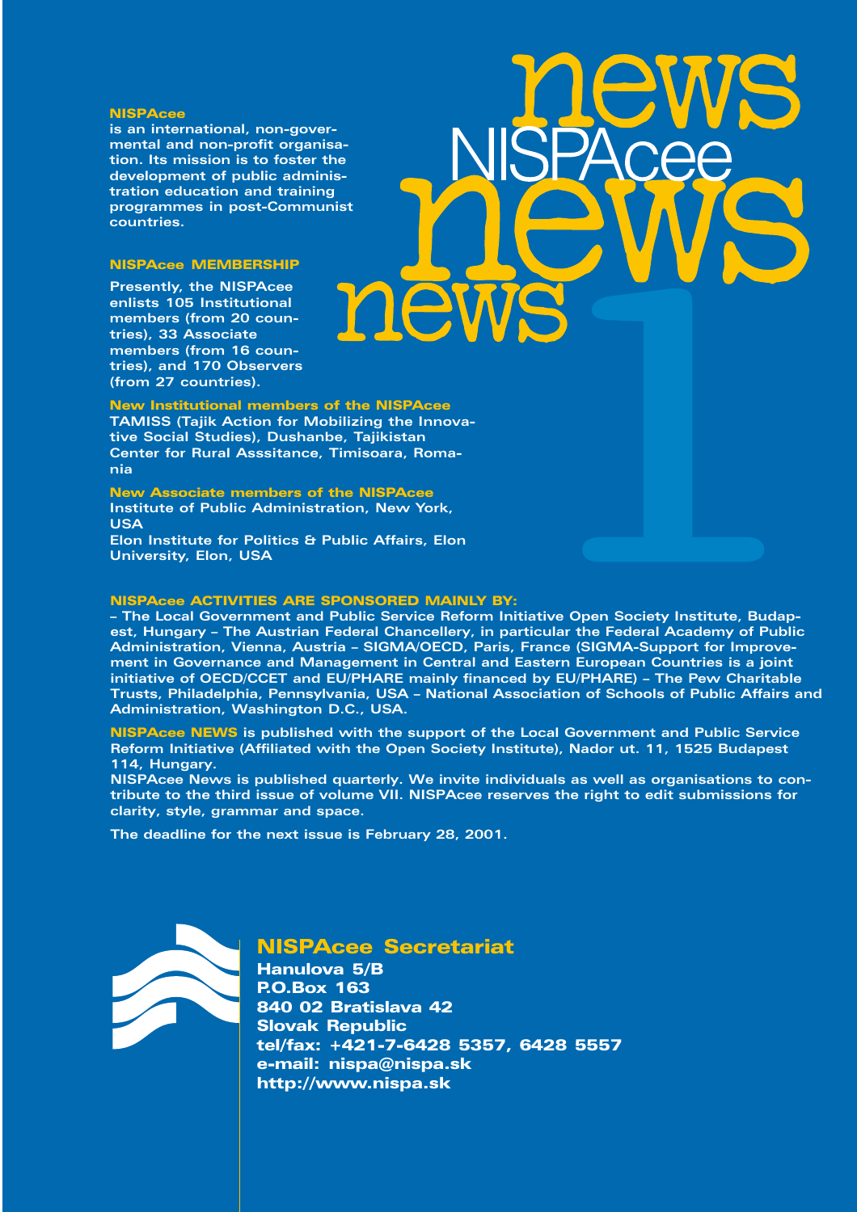# NISPAcee news 1

**NISPAcee**
is an international, non-govermental and non-profit organisation. Its mission is to foster the development of public administration education and training programmes in post-Communist countries.

## NISPAcee MEMBERSHIP

Presently, the NISPAcee enlists 105 Institutional members (from 20 countries), 33 Associate members (from 16 countries), and 170 Observers (from 27 countries).

**New Institutional members of the NISPAcee**
TAMISS (Tajik Action for Mobilizing the Innovative Social Studies), Dushanbe, Tajikistan
Center for Rural Asssitance, Timisoara, Romania

**New Associate members of the NISPAcee**
Institute of Public Administration, New York, USA
Elon Institute for Politics & Public Affairs, Elon University, Elon, USA

## NISPAcee ACTIVITIES ARE SPONSORED MAINLY BY:

– The Local Government and Public Service Reform Initiative Open Society Institute, Budapest, Hungary – The Austrian Federal Chancellery, in particular the Federal Academy of Public Administration, Vienna, Austria – SIGMA/OECD, Paris, France (SIGMA-Support for Improvement in Governance and Management in Central and Eastern European Countries is a joint initiative of OECD/CCET and EU/PHARE mainly financed by EU/PHARE) – The Pew Charitable Trusts, Philadelphia, Pennsylvania, USA – National Association of Schools of Public Affairs and Administration, Washington D.C., USA.

**NISPAcee NEWS** is published with the support of the Local Government and Public Service Reform Initiative (Affiliated with the Open Society Institute), Nador ut. 11, 1525 Budapest 114, Hungary.

NISPAcee News is published quarterly. We invite individuals as well as organisations to contribute to the third issue of volume VII. NISPAcee reserves the right to edit submissions for clarity, style, grammar and space.

The deadline for the next issue is February 28, 2001.

## NISPAcee Secretariat

Hanulova 5/B
P.O.Box 163
840 02 Bratislava 42
Slovak Republic
tel/fax: +421-7-6428 5357, 6428 5557
e-mail: nispa@nispa.sk
http://www.nispa.sk